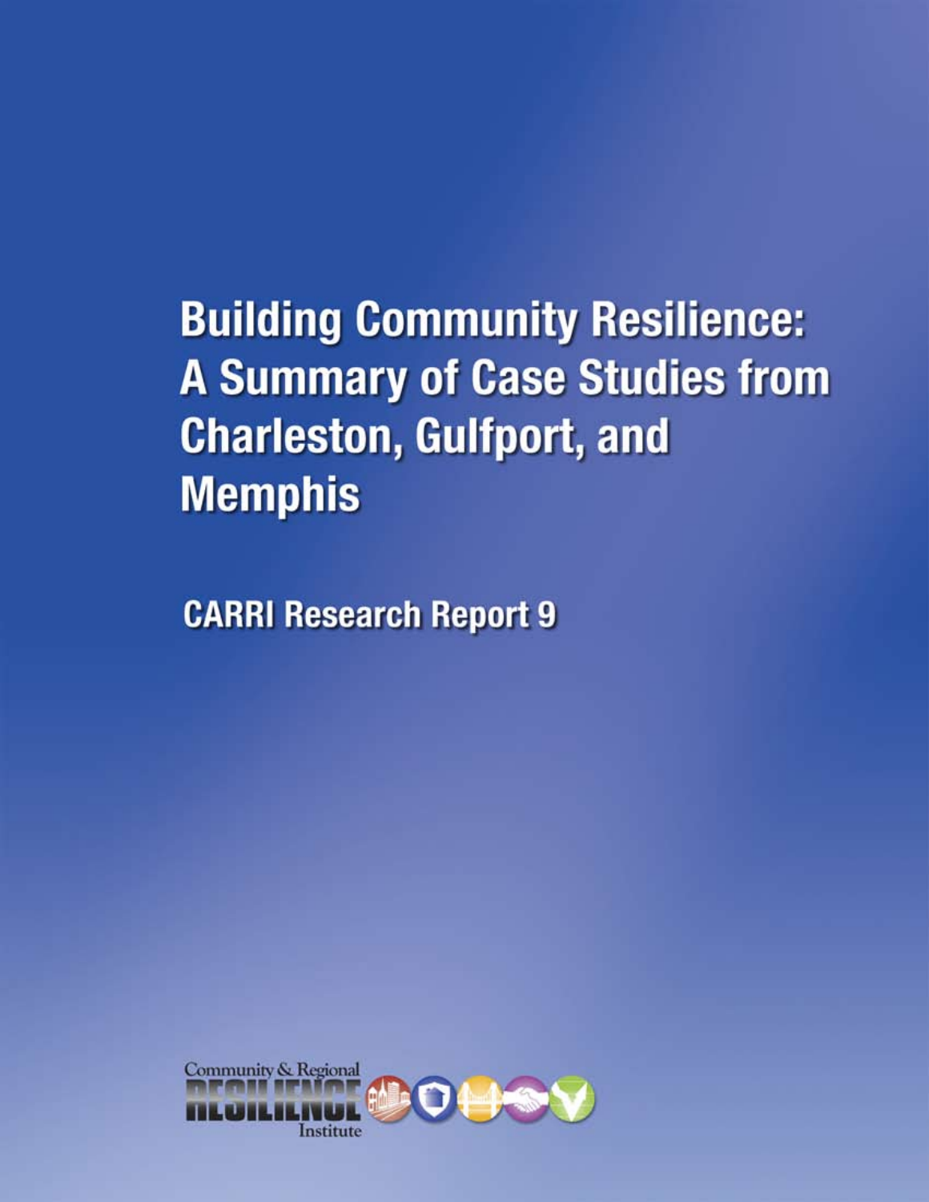# Building Community Resilience: A Summary of Case Studies from Charleston, Gulfport, and Memphis

## CARRI Research Report 9

Community & Regional RESILIENCE Institute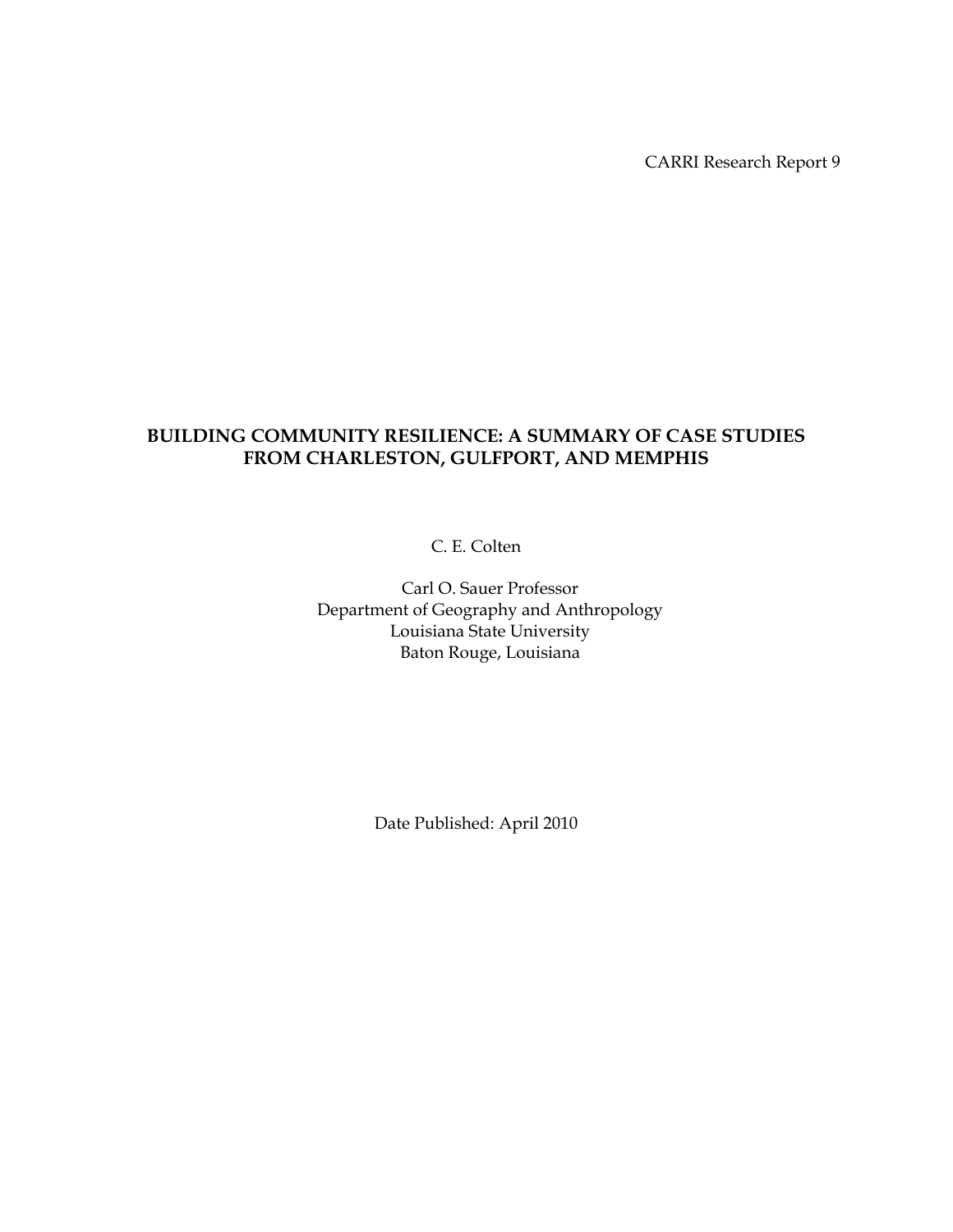CARRI Research Report 9

# BUILDING COMMUNITY RESILIENCE: A SUMMARY OF CASE STUDIES FROM CHARLESTON, GULFPORT, AND MEMPHIS

C. E. Colten

Carl O. Sauer Professor
Department of Geography and Anthropology
Louisiana State University
Baton Rouge, Louisiana

Date Published: April 2010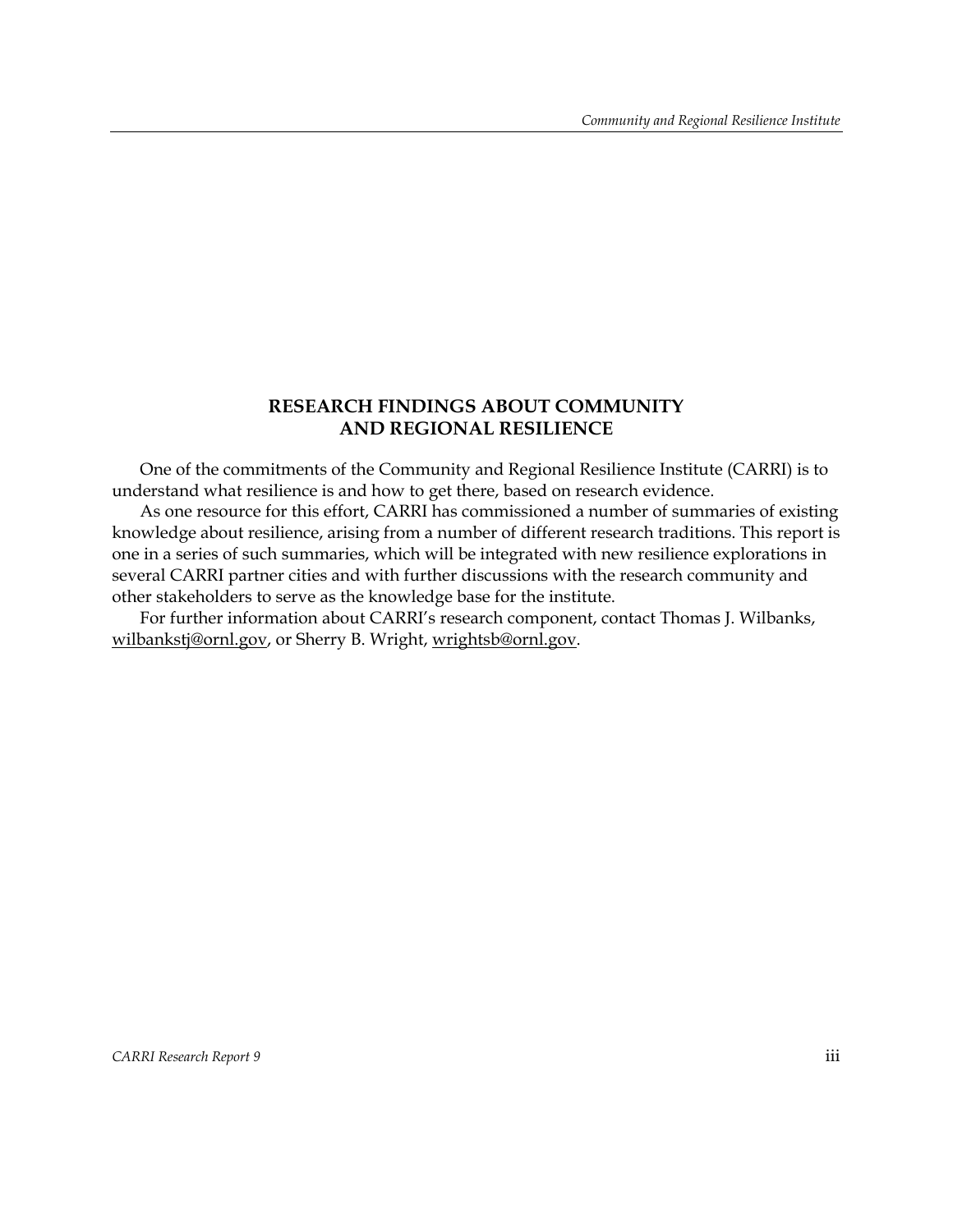## RESEARCH FINDINGS ABOUT COMMUNITY AND REGIONAL RESILIENCE

One of the commitments of the Community and Regional Resilience Institute (CARRI) is to understand what resilience is and how to get there, based on research evidence.

As one resource for this effort, CARRI has commissioned a number of summaries of existing knowledge about resilience, arising from a number of different research traditions. This report is one in a series of such summaries, which will be integrated with new resilience explorations in several CARRI partner cities and with further discussions with the research community and other stakeholders to serve as the knowledge base for the institute.

For further information about CARRI's research component, contact Thomas J. Wilbanks, wilbankstj@ornl.gov, or Sherry B. Wright, wrightsb@ornl.gov.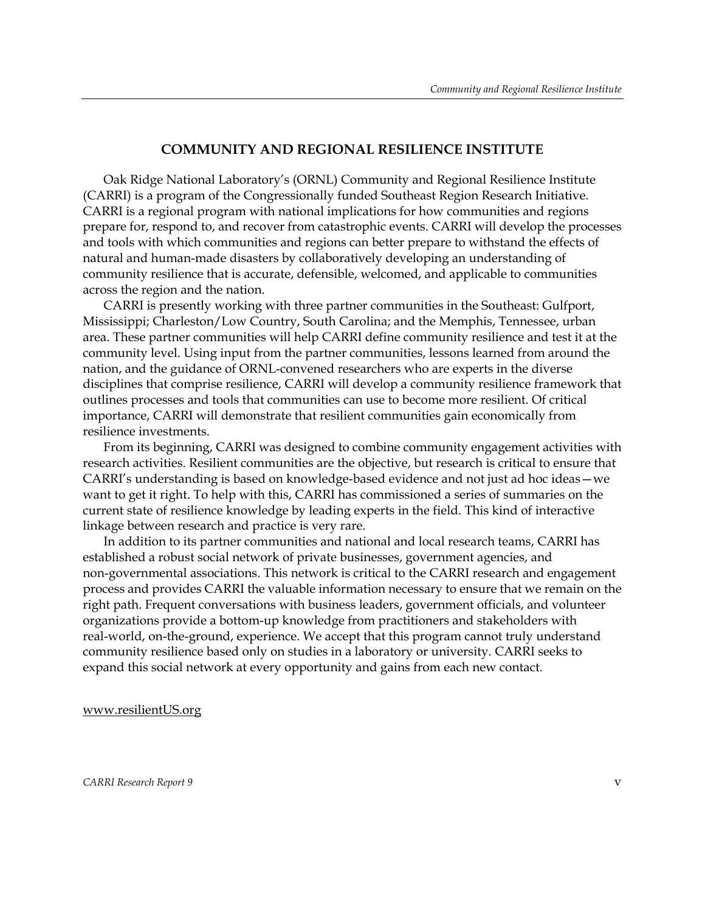## COMMUNITY AND REGIONAL RESILIENCE INSTITUTE

Oak Ridge National Laboratory's (ORNL) Community and Regional Resilience Institute (CARRI) is a program of the Congressionally funded Southeast Region Research Initiative. CARRI is a regional program with national implications for how communities and regions prepare for, respond to, and recover from catastrophic events. CARRI will develop the processes and tools with which communities and regions can better prepare to withstand the effects of natural and human-made disasters by collaboratively developing an understanding of community resilience that is accurate, defensible, welcomed, and applicable to communities across the region and the nation.

CARRI is presently working with three partner communities in the Southeast: Gulfport, Mississippi; Charleston/Low Country, South Carolina; and the Memphis, Tennessee, urban area. These partner communities will help CARRI define community resilience and test it at the community level. Using input from the partner communities, lessons learned from around the nation, and the guidance of ORNL-convened researchers who are experts in the diverse disciplines that comprise resilience, CARRI will develop a community resilience framework that outlines processes and tools that communities can use to become more resilient. Of critical importance, CARRI will demonstrate that resilient communities gain economically from resilience investments.

From its beginning, CARRI was designed to combine community engagement activities with research activities. Resilient communities are the objective, but research is critical to ensure that CARRI's understanding is based on knowledge-based evidence and not just ad hoc ideas—we want to get it right. To help with this, CARRI has commissioned a series of summaries on the current state of resilience knowledge by leading experts in the field. This kind of interactive linkage between research and practice is very rare.

In addition to its partner communities and national and local research teams, CARRI has established a robust social network of private businesses, government agencies, and non-governmental associations. This network is critical to the CARRI research and engagement process and provides CARRI the valuable information necessary to ensure that we remain on the right path. Frequent conversations with business leaders, government officials, and volunteer organizations provide a bottom-up knowledge from practitioners and stakeholders with real-world, on-the-ground, experience. We accept that this program cannot truly understand community resilience based only on studies in a laboratory or university. CARRI seeks to expand this social network at every opportunity and gains from each new contact.

www.resilientUS.org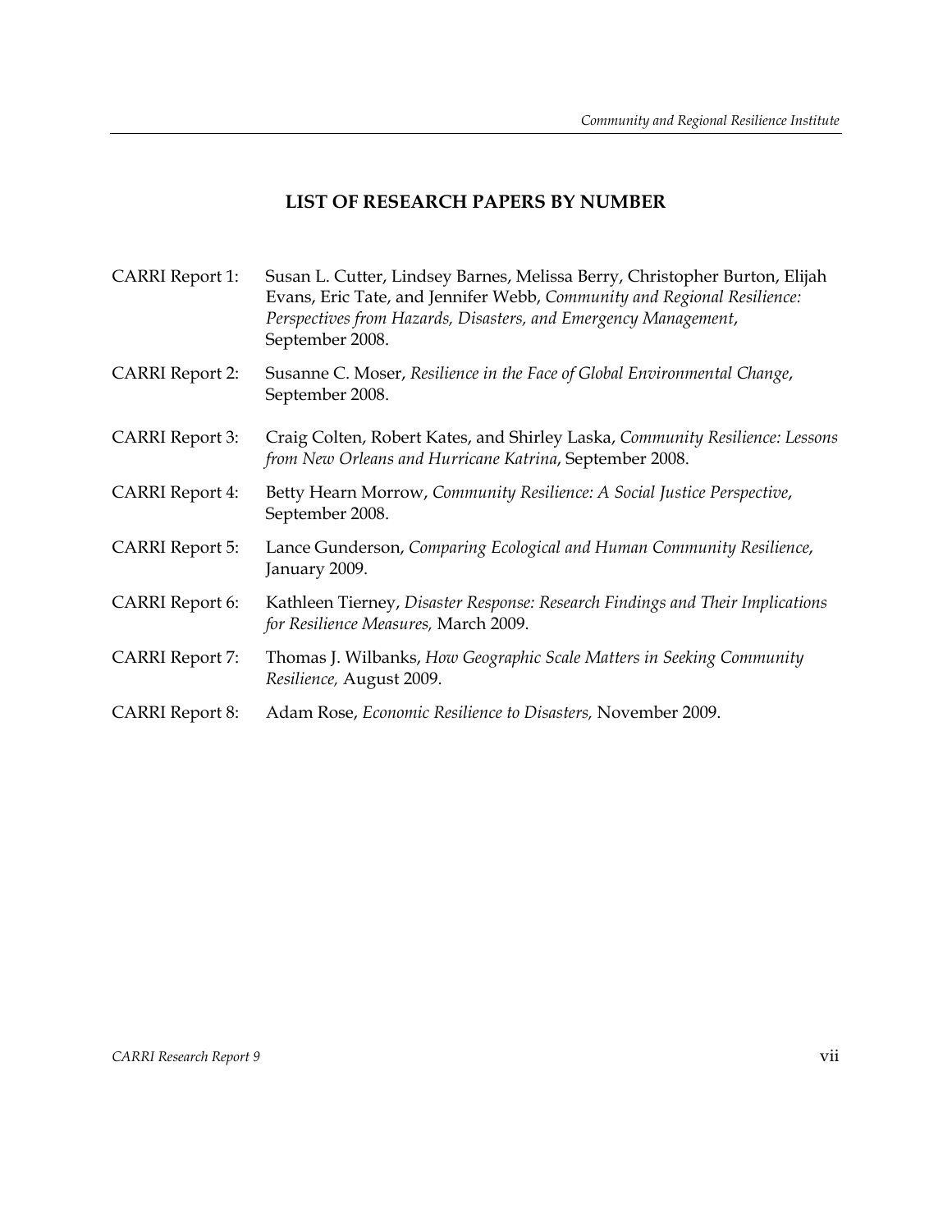## LIST OF RESEARCH PAPERS BY NUMBER

CARRI Report 1: Susan L. Cutter, Lindsey Barnes, Melissa Berry, Christopher Burton, Elijah Evans, Eric Tate, and Jennifer Webb, *Community and Regional Resilience: Perspectives from Hazards, Disasters, and Emergency Management*, September 2008.

CARRI Report 2: Susanne C. Moser, *Resilience in the Face of Global Environmental Change*, September 2008.

CARRI Report 3: Craig Colten, Robert Kates, and Shirley Laska, *Community Resilience: Lessons from New Orleans and Hurricane Katrina*, September 2008.

CARRI Report 4: Betty Hearn Morrow, *Community Resilience: A Social Justice Perspective*, September 2008.

CARRI Report 5: Lance Gunderson, *Comparing Ecological and Human Community Resilience*, January 2009.

CARRI Report 6: Kathleen Tierney, *Disaster Response: Research Findings and Their Implications for Resilience Measures,* March 2009.

CARRI Report 7: Thomas J. Wilbanks, *How Geographic Scale Matters in Seeking Community Resilience,* August 2009.

CARRI Report 8: Adam Rose, *Economic Resilience to Disasters,* November 2009.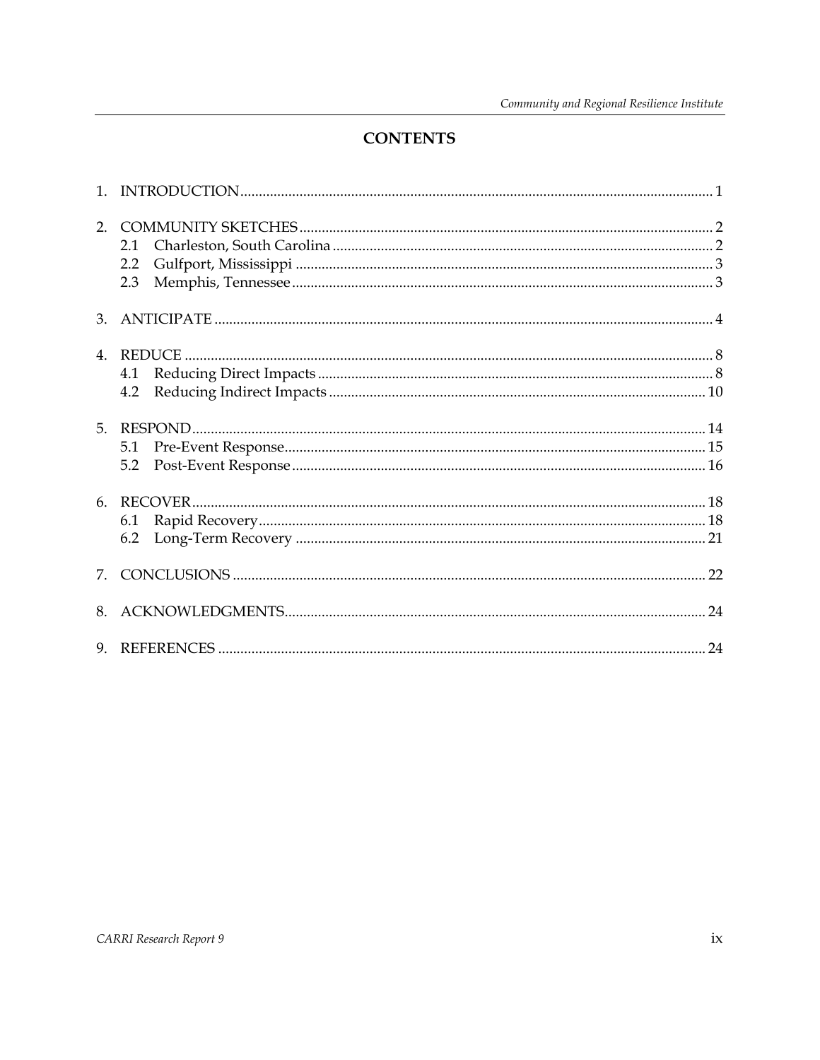# CONTENTS

1. INTRODUCTION .......... 1
2. COMMUNITY SKETCHES .......... 2
   - 2.1 Charleston, South Carolina .......... 2
   - 2.2 Gulfport, Mississippi .......... 3
   - 2.3 Memphis, Tennessee .......... 3
3. ANTICIPATE .......... 4
4. REDUCE .......... 8
   - 4.1 Reducing Direct Impacts .......... 8
   - 4.2 Reducing Indirect Impacts .......... 10
5. RESPOND .......... 14
   - 5.1 Pre-Event Response .......... 15
   - 5.2 Post-Event Response .......... 16
6. RECOVER .......... 18
   - 6.1 Rapid Recovery .......... 18
   - 6.2 Long-Term Recovery .......... 21
7. CONCLUSIONS .......... 22
8. ACKNOWLEDGMENTS .......... 24
9. REFERENCES .......... 24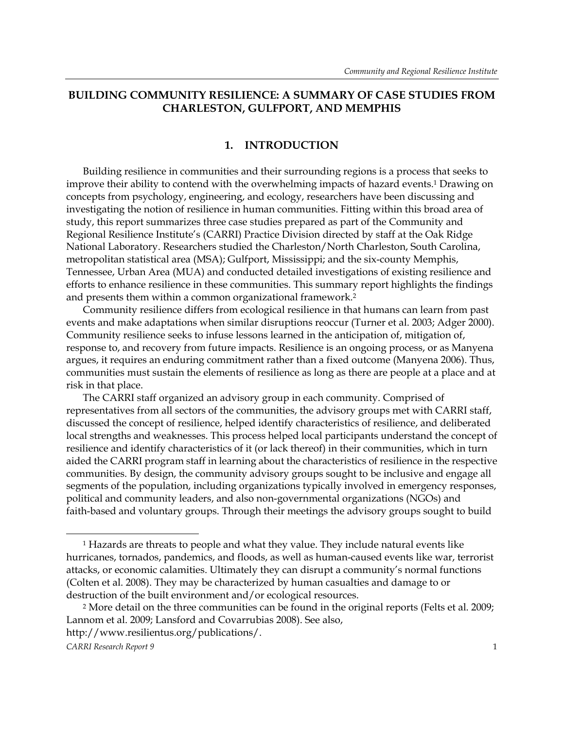# BUILDING COMMUNITY RESILIENCE: A SUMMARY OF CASE STUDIES FROM CHARLESTON, GULFPORT, AND MEMPHIS

## 1. INTRODUCTION

Building resilience in communities and their surrounding regions is a process that seeks to improve their ability to contend with the overwhelming impacts of hazard events.[1] Drawing on concepts from psychology, engineering, and ecology, researchers have been discussing and investigating the notion of resilience in human communities. Fitting within this broad area of study, this report summarizes three case studies prepared as part of the Community and Regional Resilience Institute's (CARRI) Practice Division directed by staff at the Oak Ridge National Laboratory. Researchers studied the Charleston/North Charleston, South Carolina, metropolitan statistical area (MSA); Gulfport, Mississippi; and the six-county Memphis, Tennessee, Urban Area (MUA) and conducted detailed investigations of existing resilience and efforts to enhance resilience in these communities. This summary report highlights the findings and presents them within a common organizational framework.[2]

Community resilience differs from ecological resilience in that humans can learn from past events and make adaptations when similar disruptions reoccur (Turner et al. 2003; Adger 2000). Community resilience seeks to infuse lessons learned in the anticipation of, mitigation of, response to, and recovery from future impacts. Resilience is an ongoing process, or as Manyena argues, it requires an enduring commitment rather than a fixed outcome (Manyena 2006). Thus, communities must sustain the elements of resilience as long as there are people at a place and at risk in that place.

The CARRI staff organized an advisory group in each community. Comprised of representatives from all sectors of the communities, the advisory groups met with CARRI staff, discussed the concept of resilience, helped identify characteristics of resilience, and deliberated local strengths and weaknesses. This process helped local participants understand the concept of resilience and identify characteristics of it (or lack thereof) in their communities, which in turn aided the CARRI program staff in learning about the characteristics of resilience in the respective communities. By design, the community advisory groups sought to be inclusive and engage all segments of the population, including organizations typically involved in emergency responses, political and community leaders, and also non-governmental organizations (NGOs) and faith-based and voluntary groups. Through their meetings the advisory groups sought to build

---

[1] Hazards are threats to people and what they value. They include natural events like hurricanes, tornados, pandemics, and floods, as well as human-caused events like war, terrorist attacks, or economic calamities. Ultimately they can disrupt a community's normal functions (Colten et al. 2008). They may be characterized by human casualties and damage to or destruction of the built environment and/or ecological resources.

[2] More detail on the three communities can be found in the original reports (Felts et al. 2009; Lannom et al. 2009; Lansford and Covarrubias 2008). See also, http://www.resilientus.org/publications/.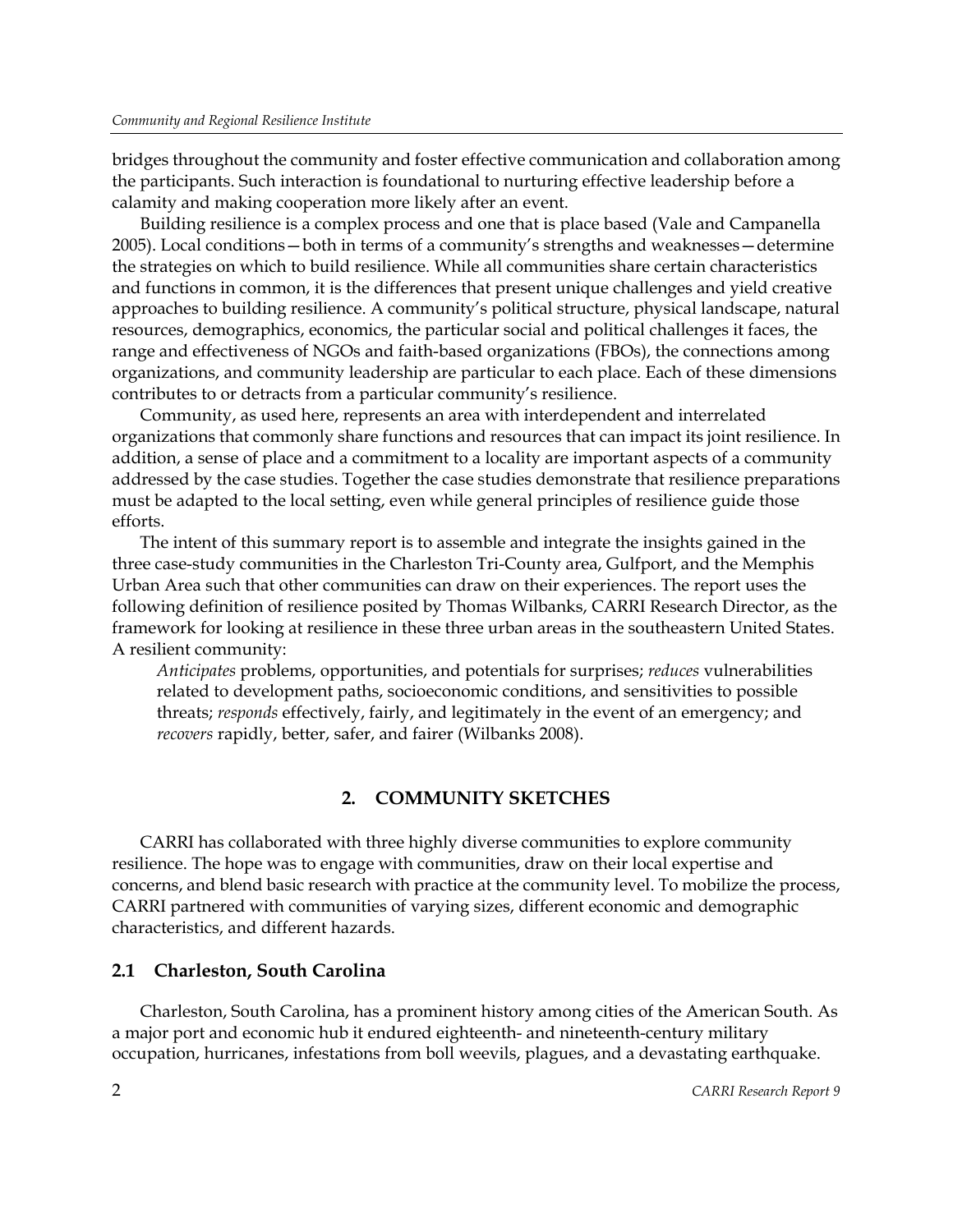bridges throughout the community and foster effective communication and collaboration among the participants. Such interaction is foundational to nurturing effective leadership before a calamity and making cooperation more likely after an event.

Building resilience is a complex process and one that is place based (Vale and Campanella 2005). Local conditions—both in terms of a community's strengths and weaknesses—determine the strategies on which to build resilience. While all communities share certain characteristics and functions in common, it is the differences that present unique challenges and yield creative approaches to building resilience. A community's political structure, physical landscape, natural resources, demographics, economics, the particular social and political challenges it faces, the range and effectiveness of NGOs and faith-based organizations (FBOs), the connections among organizations, and community leadership are particular to each place. Each of these dimensions contributes to or detracts from a particular community's resilience.

Community, as used here, represents an area with interdependent and interrelated organizations that commonly share functions and resources that can impact its joint resilience. In addition, a sense of place and a commitment to a locality are important aspects of a community addressed by the case studies. Together the case studies demonstrate that resilience preparations must be adapted to the local setting, even while general principles of resilience guide those efforts.

The intent of this summary report is to assemble and integrate the insights gained in the three case-study communities in the Charleston Tri-County area, Gulfport, and the Memphis Urban Area such that other communities can draw on their experiences. The report uses the following definition of resilience posited by Thomas Wilbanks, CARRI Research Director, as the framework for looking at resilience in these three urban areas in the southeastern United States. A resilient community:

> *Anticipates* problems, opportunities, and potentials for surprises; *reduces* vulnerabilities related to development paths, socioeconomic conditions, and sensitivities to possible threats; *responds* effectively, fairly, and legitimately in the event of an emergency; and *recovers* rapidly, better, safer, and fairer (Wilbanks 2008).

## 2. COMMUNITY SKETCHES

CARRI has collaborated with three highly diverse communities to explore community resilience. The hope was to engage with communities, draw on their local expertise and concerns, and blend basic research with practice at the community level. To mobilize the process, CARRI partnered with communities of varying sizes, different economic and demographic characteristics, and different hazards.

### 2.1 Charleston, South Carolina

Charleston, South Carolina, has a prominent history among cities of the American South. As a major port and economic hub it endured eighteenth- and nineteenth-century military occupation, hurricanes, infestations from boll weevils, plagues, and a devastating earthquake.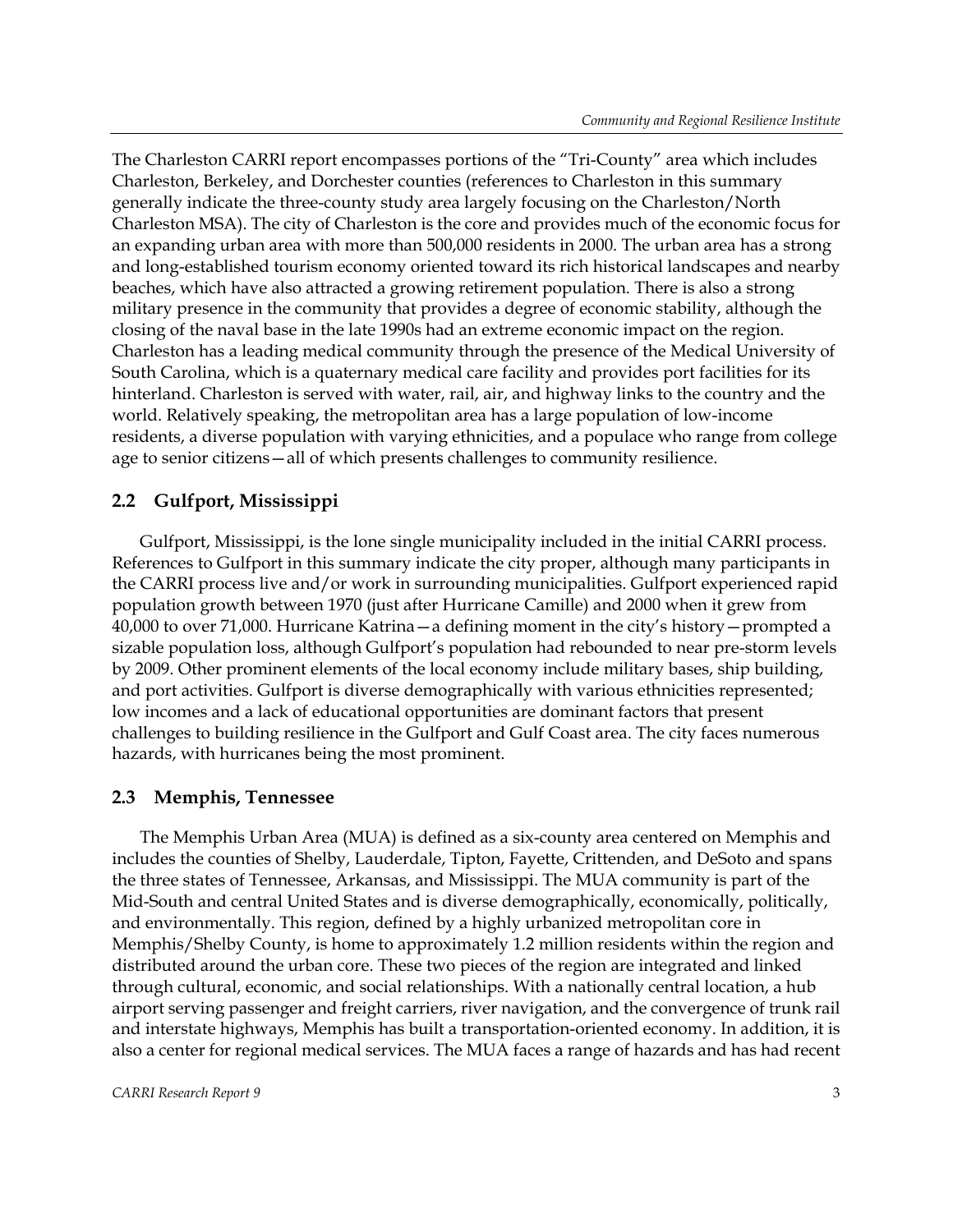The Charleston CARRI report encompasses portions of the "Tri-County" area which includes Charleston, Berkeley, and Dorchester counties (references to Charleston in this summary generally indicate the three-county study area largely focusing on the Charleston/North Charleston MSA). The city of Charleston is the core and provides much of the economic focus for an expanding urban area with more than 500,000 residents in 2000. The urban area has a strong and long-established tourism economy oriented toward its rich historical landscapes and nearby beaches, which have also attracted a growing retirement population. There is also a strong military presence in the community that provides a degree of economic stability, although the closing of the naval base in the late 1990s had an extreme economic impact on the region. Charleston has a leading medical community through the presence of the Medical University of South Carolina, which is a quaternary medical care facility and provides port facilities for its hinterland. Charleston is served with water, rail, air, and highway links to the country and the world. Relatively speaking, the metropolitan area has a large population of low-income residents, a diverse population with varying ethnicities, and a populace who range from college age to senior citizens—all of which presents challenges to community resilience.

## 2.2 Gulfport, Mississippi

Gulfport, Mississippi, is the lone single municipality included in the initial CARRI process. References to Gulfport in this summary indicate the city proper, although many participants in the CARRI process live and/or work in surrounding municipalities. Gulfport experienced rapid population growth between 1970 (just after Hurricane Camille) and 2000 when it grew from 40,000 to over 71,000. Hurricane Katrina—a defining moment in the city's history—prompted a sizable population loss, although Gulfport's population had rebounded to near pre-storm levels by 2009. Other prominent elements of the local economy include military bases, ship building, and port activities. Gulfport is diverse demographically with various ethnicities represented; low incomes and a lack of educational opportunities are dominant factors that present challenges to building resilience in the Gulfport and Gulf Coast area. The city faces numerous hazards, with hurricanes being the most prominent.

## 2.3 Memphis, Tennessee

The Memphis Urban Area (MUA) is defined as a six-county area centered on Memphis and includes the counties of Shelby, Lauderdale, Tipton, Fayette, Crittenden, and DeSoto and spans the three states of Tennessee, Arkansas, and Mississippi. The MUA community is part of the Mid-South and central United States and is diverse demographically, economically, politically, and environmentally. This region, defined by a highly urbanized metropolitan core in Memphis/Shelby County, is home to approximately 1.2 million residents within the region and distributed around the urban core. These two pieces of the region are integrated and linked through cultural, economic, and social relationships. With a nationally central location, a hub airport serving passenger and freight carriers, river navigation, and the convergence of trunk rail and interstate highways, Memphis has built a transportation-oriented economy. In addition, it is also a center for regional medical services. The MUA faces a range of hazards and has had recent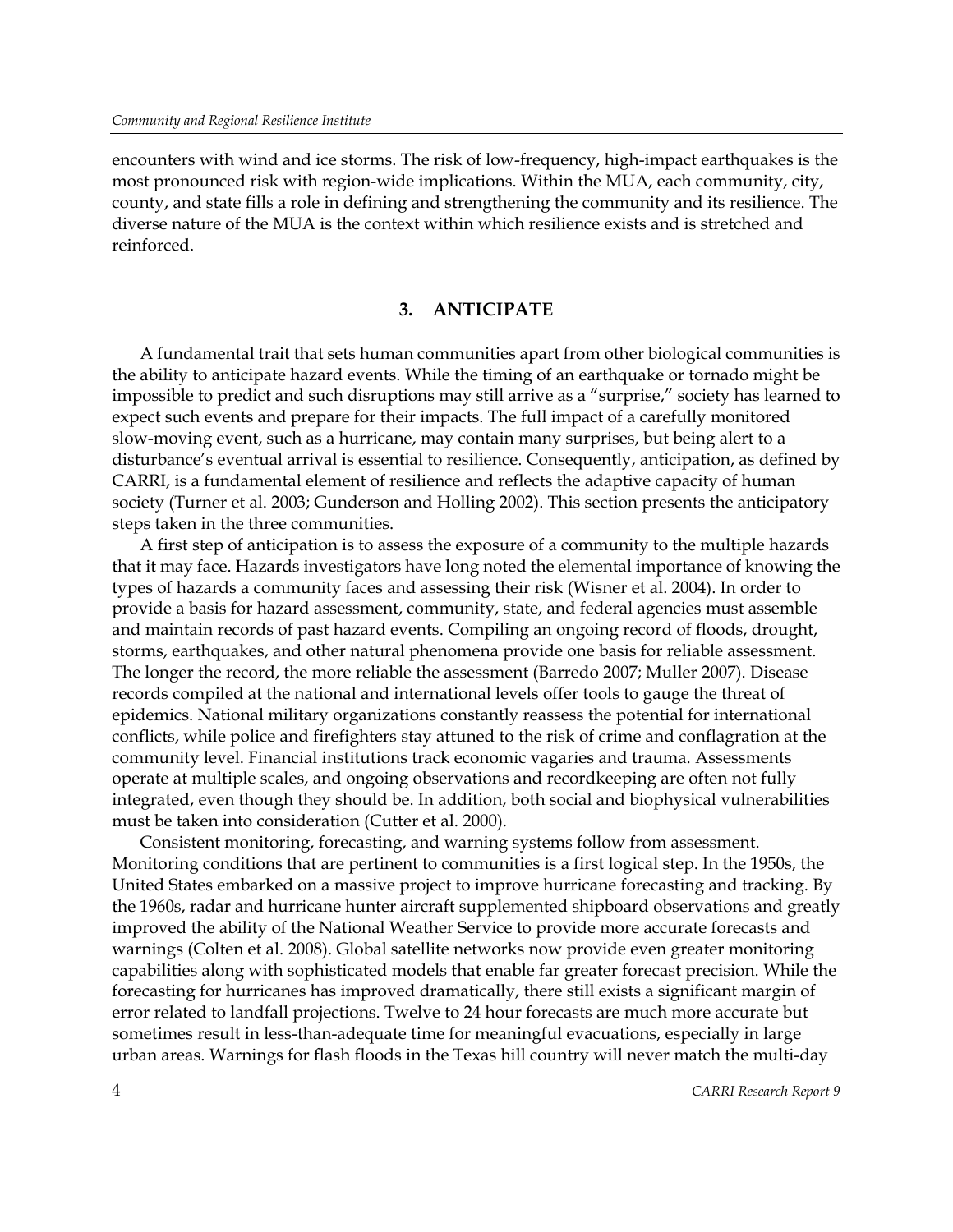encounters with wind and ice storms. The risk of low-frequency, high-impact earthquakes is the most pronounced risk with region-wide implications. Within the MUA, each community, city, county, and state fills a role in defining and strengthening the community and its resilience. The diverse nature of the MUA is the context within which resilience exists and is stretched and reinforced.

## 3. ANTICIPATE

A fundamental trait that sets human communities apart from other biological communities is the ability to anticipate hazard events. While the timing of an earthquake or tornado might be impossible to predict and such disruptions may still arrive as a "surprise," society has learned to expect such events and prepare for their impacts. The full impact of a carefully monitored slow-moving event, such as a hurricane, may contain many surprises, but being alert to a disturbance's eventual arrival is essential to resilience. Consequently, anticipation, as defined by CARRI, is a fundamental element of resilience and reflects the adaptive capacity of human society (Turner et al. 2003; Gunderson and Holling 2002). This section presents the anticipatory steps taken in the three communities.

A first step of anticipation is to assess the exposure of a community to the multiple hazards that it may face. Hazards investigators have long noted the elemental importance of knowing the types of hazards a community faces and assessing their risk (Wisner et al. 2004). In order to provide a basis for hazard assessment, community, state, and federal agencies must assemble and maintain records of past hazard events. Compiling an ongoing record of floods, drought, storms, earthquakes, and other natural phenomena provide one basis for reliable assessment. The longer the record, the more reliable the assessment (Barredo 2007; Muller 2007). Disease records compiled at the national and international levels offer tools to gauge the threat of epidemics. National military organizations constantly reassess the potential for international conflicts, while police and firefighters stay attuned to the risk of crime and conflagration at the community level. Financial institutions track economic vagaries and trauma. Assessments operate at multiple scales, and ongoing observations and recordkeeping are often not fully integrated, even though they should be. In addition, both social and biophysical vulnerabilities must be taken into consideration (Cutter et al. 2000).

Consistent monitoring, forecasting, and warning systems follow from assessment. Monitoring conditions that are pertinent to communities is a first logical step. In the 1950s, the United States embarked on a massive project to improve hurricane forecasting and tracking. By the 1960s, radar and hurricane hunter aircraft supplemented shipboard observations and greatly improved the ability of the National Weather Service to provide more accurate forecasts and warnings (Colten et al. 2008). Global satellite networks now provide even greater monitoring capabilities along with sophisticated models that enable far greater forecast precision. While the forecasting for hurricanes has improved dramatically, there still exists a significant margin of error related to landfall projections. Twelve to 24 hour forecasts are much more accurate but sometimes result in less-than-adequate time for meaningful evacuations, especially in large urban areas. Warnings for flash floods in the Texas hill country will never match the multi-day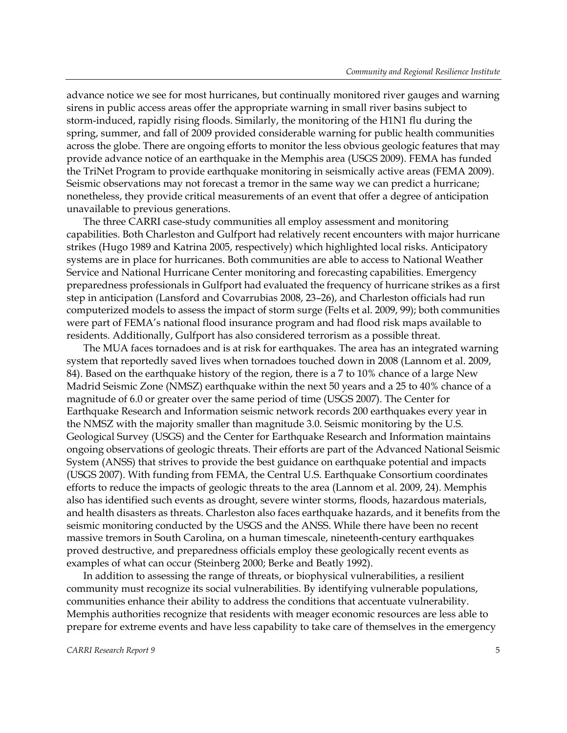advance notice we see for most hurricanes, but continually monitored river gauges and warning sirens in public access areas offer the appropriate warning in small river basins subject to storm-induced, rapidly rising floods. Similarly, the monitoring of the H1N1 flu during the spring, summer, and fall of 2009 provided considerable warning for public health communities across the globe. There are ongoing efforts to monitor the less obvious geologic features that may provide advance notice of an earthquake in the Memphis area (USGS 2009). FEMA has funded the TriNet Program to provide earthquake monitoring in seismically active areas (FEMA 2009). Seismic observations may not forecast a tremor in the same way we can predict a hurricane; nonetheless, they provide critical measurements of an event that offer a degree of anticipation unavailable to previous generations.

The three CARRI case-study communities all employ assessment and monitoring capabilities. Both Charleston and Gulfport had relatively recent encounters with major hurricane strikes (Hugo 1989 and Katrina 2005, respectively) which highlighted local risks. Anticipatory systems are in place for hurricanes. Both communities are able to access to National Weather Service and National Hurricane Center monitoring and forecasting capabilities. Emergency preparedness professionals in Gulfport had evaluated the frequency of hurricane strikes as a first step in anticipation (Lansford and Covarrubias 2008, 23–26), and Charleston officials had run computerized models to assess the impact of storm surge (Felts et al. 2009, 99); both communities were part of FEMA's national flood insurance program and had flood risk maps available to residents. Additionally, Gulfport has also considered terrorism as a possible threat.

The MUA faces tornadoes and is at risk for earthquakes. The area has an integrated warning system that reportedly saved lives when tornadoes touched down in 2008 (Lannom et al. 2009, 84). Based on the earthquake history of the region, there is a 7 to 10% chance of a large New Madrid Seismic Zone (NMSZ) earthquake within the next 50 years and a 25 to 40% chance of a magnitude of 6.0 or greater over the same period of time (USGS 2007). The Center for Earthquake Research and Information seismic network records 200 earthquakes every year in the NMSZ with the majority smaller than magnitude 3.0. Seismic monitoring by the U.S. Geological Survey (USGS) and the Center for Earthquake Research and Information maintains ongoing observations of geologic threats. Their efforts are part of the Advanced National Seismic System (ANSS) that strives to provide the best guidance on earthquake potential and impacts (USGS 2007). With funding from FEMA, the Central U.S. Earthquake Consortium coordinates efforts to reduce the impacts of geologic threats to the area (Lannom et al. 2009, 24). Memphis also has identified such events as drought, severe winter storms, floods, hazardous materials, and health disasters as threats. Charleston also faces earthquake hazards, and it benefits from the seismic monitoring conducted by the USGS and the ANSS. While there have been no recent massive tremors in South Carolina, on a human timescale, nineteenth-century earthquakes proved destructive, and preparedness officials employ these geologically recent events as examples of what can occur (Steinberg 2000; Berke and Beatly 1992).

In addition to assessing the range of threats, or biophysical vulnerabilities, a resilient community must recognize its social vulnerabilities. By identifying vulnerable populations, communities enhance their ability to address the conditions that accentuate vulnerability. Memphis authorities recognize that residents with meager economic resources are less able to prepare for extreme events and have less capability to take care of themselves in the emergency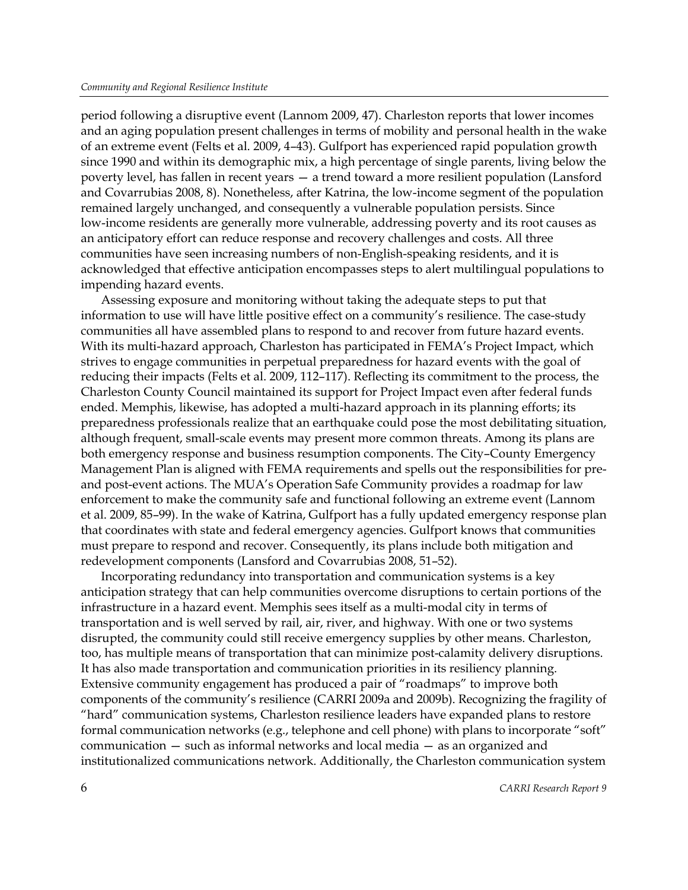period following a disruptive event (Lannom 2009, 47). Charleston reports that lower incomes and an aging population present challenges in terms of mobility and personal health in the wake of an extreme event (Felts et al. 2009, 4–43). Gulfport has experienced rapid population growth since 1990 and within its demographic mix, a high percentage of single parents, living below the poverty level, has fallen in recent years — a trend toward a more resilient population (Lansford and Covarrubias 2008, 8). Nonetheless, after Katrina, the low-income segment of the population remained largely unchanged, and consequently a vulnerable population persists. Since low-income residents are generally more vulnerable, addressing poverty and its root causes as an anticipatory effort can reduce response and recovery challenges and costs. All three communities have seen increasing numbers of non-English-speaking residents, and it is acknowledged that effective anticipation encompasses steps to alert multilingual populations to impending hazard events.

Assessing exposure and monitoring without taking the adequate steps to put that information to use will have little positive effect on a community's resilience. The case-study communities all have assembled plans to respond to and recover from future hazard events. With its multi-hazard approach, Charleston has participated in FEMA's Project Impact, which strives to engage communities in perpetual preparedness for hazard events with the goal of reducing their impacts (Felts et al. 2009, 112–117). Reflecting its commitment to the process, the Charleston County Council maintained its support for Project Impact even after federal funds ended. Memphis, likewise, has adopted a multi-hazard approach in its planning efforts; its preparedness professionals realize that an earthquake could pose the most debilitating situation, although frequent, small-scale events may present more common threats. Among its plans are both emergency response and business resumption components. The City–County Emergency Management Plan is aligned with FEMA requirements and spells out the responsibilities for pre- and post-event actions. The MUA's Operation Safe Community provides a roadmap for law enforcement to make the community safe and functional following an extreme event (Lannom et al. 2009, 85–99). In the wake of Katrina, Gulfport has a fully updated emergency response plan that coordinates with state and federal emergency agencies. Gulfport knows that communities must prepare to respond and recover. Consequently, its plans include both mitigation and redevelopment components (Lansford and Covarrubias 2008, 51–52).

Incorporating redundancy into transportation and communication systems is a key anticipation strategy that can help communities overcome disruptions to certain portions of the infrastructure in a hazard event. Memphis sees itself as a multi-modal city in terms of transportation and is well served by rail, air, river, and highway. With one or two systems disrupted, the community could still receive emergency supplies by other means. Charleston, too, has multiple means of transportation that can minimize post-calamity delivery disruptions. It has also made transportation and communication priorities in its resiliency planning. Extensive community engagement has produced a pair of "roadmaps" to improve both components of the community's resilience (CARRI 2009a and 2009b). Recognizing the fragility of "hard" communication systems, Charleston resilience leaders have expanded plans to restore formal communication networks (e.g., telephone and cell phone) with plans to incorporate "soft" communication — such as informal networks and local media — as an organized and institutionalized communications network. Additionally, the Charleston communication system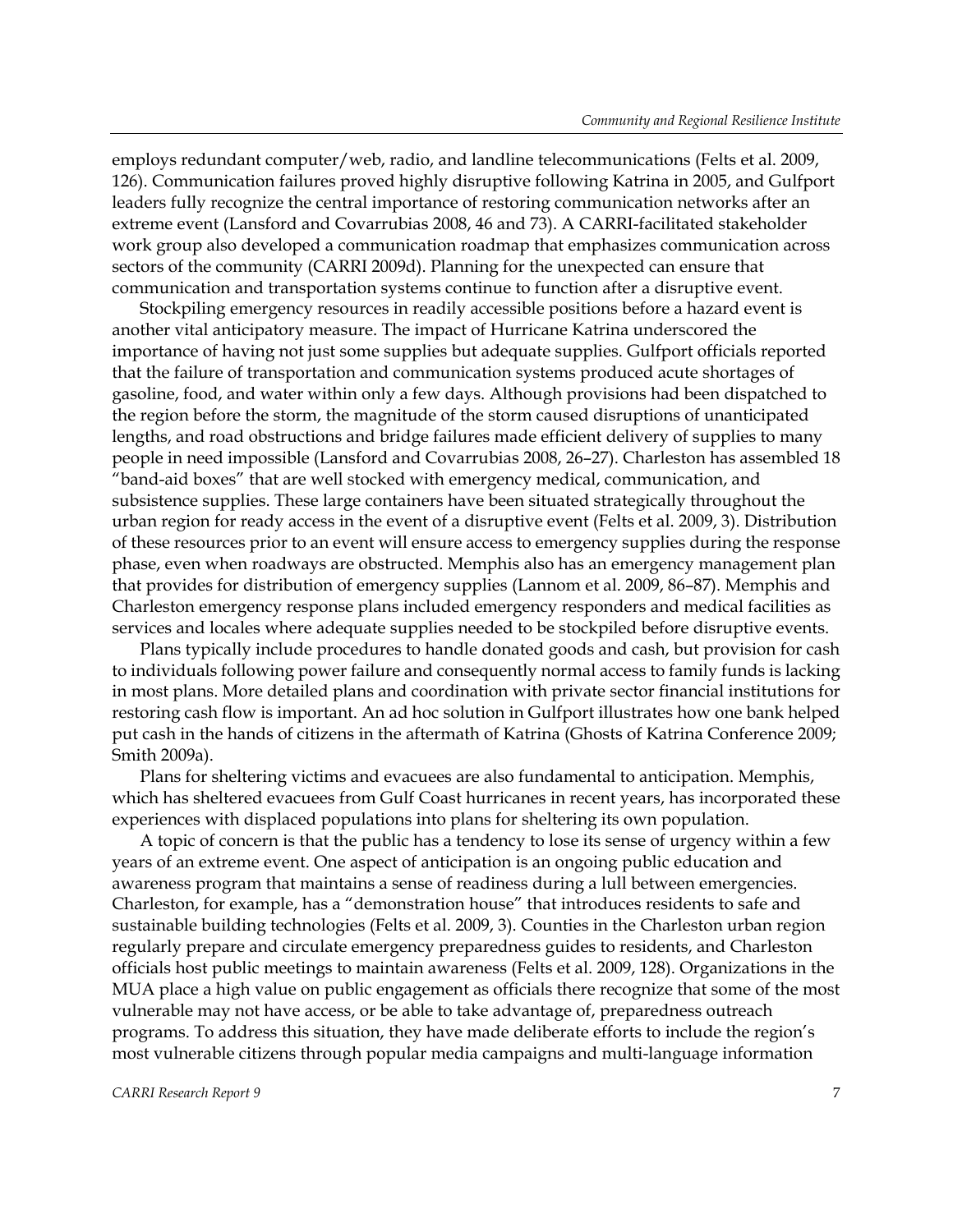employs redundant computer/web, radio, and landline telecommunications (Felts et al. 2009, 126). Communication failures proved highly disruptive following Katrina in 2005, and Gulfport leaders fully recognize the central importance of restoring communication networks after an extreme event (Lansford and Covarrubias 2008, 46 and 73). A CARRI-facilitated stakeholder work group also developed a communication roadmap that emphasizes communication across sectors of the community (CARRI 2009d). Planning for the unexpected can ensure that communication and transportation systems continue to function after a disruptive event.

Stockpiling emergency resources in readily accessible positions before a hazard event is another vital anticipatory measure. The impact of Hurricane Katrina underscored the importance of having not just some supplies but adequate supplies. Gulfport officials reported that the failure of transportation and communication systems produced acute shortages of gasoline, food, and water within only a few days. Although provisions had been dispatched to the region before the storm, the magnitude of the storm caused disruptions of unanticipated lengths, and road obstructions and bridge failures made efficient delivery of supplies to many people in need impossible (Lansford and Covarrubias 2008, 26–27). Charleston has assembled 18 "band-aid boxes" that are well stocked with emergency medical, communication, and subsistence supplies. These large containers have been situated strategically throughout the urban region for ready access in the event of a disruptive event (Felts et al. 2009, 3). Distribution of these resources prior to an event will ensure access to emergency supplies during the response phase, even when roadways are obstructed. Memphis also has an emergency management plan that provides for distribution of emergency supplies (Lannom et al. 2009, 86–87). Memphis and Charleston emergency response plans included emergency responders and medical facilities as services and locales where adequate supplies needed to be stockpiled before disruptive events.

Plans typically include procedures to handle donated goods and cash, but provision for cash to individuals following power failure and consequently normal access to family funds is lacking in most plans. More detailed plans and coordination with private sector financial institutions for restoring cash flow is important. An ad hoc solution in Gulfport illustrates how one bank helped put cash in the hands of citizens in the aftermath of Katrina (Ghosts of Katrina Conference 2009; Smith 2009a).

Plans for sheltering victims and evacuees are also fundamental to anticipation. Memphis, which has sheltered evacuees from Gulf Coast hurricanes in recent years, has incorporated these experiences with displaced populations into plans for sheltering its own population.

A topic of concern is that the public has a tendency to lose its sense of urgency within a few years of an extreme event. One aspect of anticipation is an ongoing public education and awareness program that maintains a sense of readiness during a lull between emergencies. Charleston, for example, has a "demonstration house" that introduces residents to safe and sustainable building technologies (Felts et al. 2009, 3). Counties in the Charleston urban region regularly prepare and circulate emergency preparedness guides to residents, and Charleston officials host public meetings to maintain awareness (Felts et al. 2009, 128). Organizations in the MUA place a high value on public engagement as officials there recognize that some of the most vulnerable may not have access, or be able to take advantage of, preparedness outreach programs. To address this situation, they have made deliberate efforts to include the region's most vulnerable citizens through popular media campaigns and multi-language information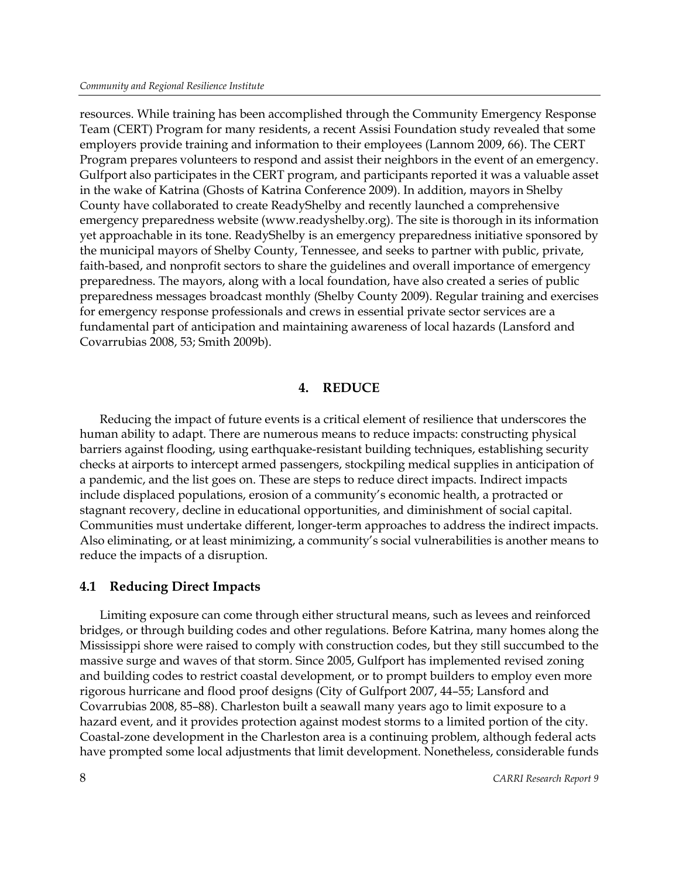resources. While training has been accomplished through the Community Emergency Response Team (CERT) Program for many residents, a recent Assisi Foundation study revealed that some employers provide training and information to their employees (Lannom 2009, 66). The CERT Program prepares volunteers to respond and assist their neighbors in the event of an emergency. Gulfport also participates in the CERT program, and participants reported it was a valuable asset in the wake of Katrina (Ghosts of Katrina Conference 2009). In addition, mayors in Shelby County have collaborated to create ReadyShelby and recently launched a comprehensive emergency preparedness website (www.readyshelby.org). The site is thorough in its information yet approachable in its tone. ReadyShelby is an emergency preparedness initiative sponsored by the municipal mayors of Shelby County, Tennessee, and seeks to partner with public, private, faith-based, and nonprofit sectors to share the guidelines and overall importance of emergency preparedness. The mayors, along with a local foundation, have also created a series of public preparedness messages broadcast monthly (Shelby County 2009). Regular training and exercises for emergency response professionals and crews in essential private sector services are a fundamental part of anticipation and maintaining awareness of local hazards (Lansford and Covarrubias 2008, 53; Smith 2009b).

## 4. REDUCE

Reducing the impact of future events is a critical element of resilience that underscores the human ability to adapt. There are numerous means to reduce impacts: constructing physical barriers against flooding, using earthquake-resistant building techniques, establishing security checks at airports to intercept armed passengers, stockpiling medical supplies in anticipation of a pandemic, and the list goes on. These are steps to reduce direct impacts. Indirect impacts include displaced populations, erosion of a community's economic health, a protracted or stagnant recovery, decline in educational opportunities, and diminishment of social capital. Communities must undertake different, longer-term approaches to address the indirect impacts. Also eliminating, or at least minimizing, a community's social vulnerabilities is another means to reduce the impacts of a disruption.

### 4.1 Reducing Direct Impacts

Limiting exposure can come through either structural means, such as levees and reinforced bridges, or through building codes and other regulations. Before Katrina, many homes along the Mississippi shore were raised to comply with construction codes, but they still succumbed to the massive surge and waves of that storm. Since 2005, Gulfport has implemented revised zoning and building codes to restrict coastal development, or to prompt builders to employ even more rigorous hurricane and flood proof designs (City of Gulfport 2007, 44–55; Lansford and Covarrubias 2008, 85–88). Charleston built a seawall many years ago to limit exposure to a hazard event, and it provides protection against modest storms to a limited portion of the city. Coastal-zone development in the Charleston area is a continuing problem, although federal acts have prompted some local adjustments that limit development. Nonetheless, considerable funds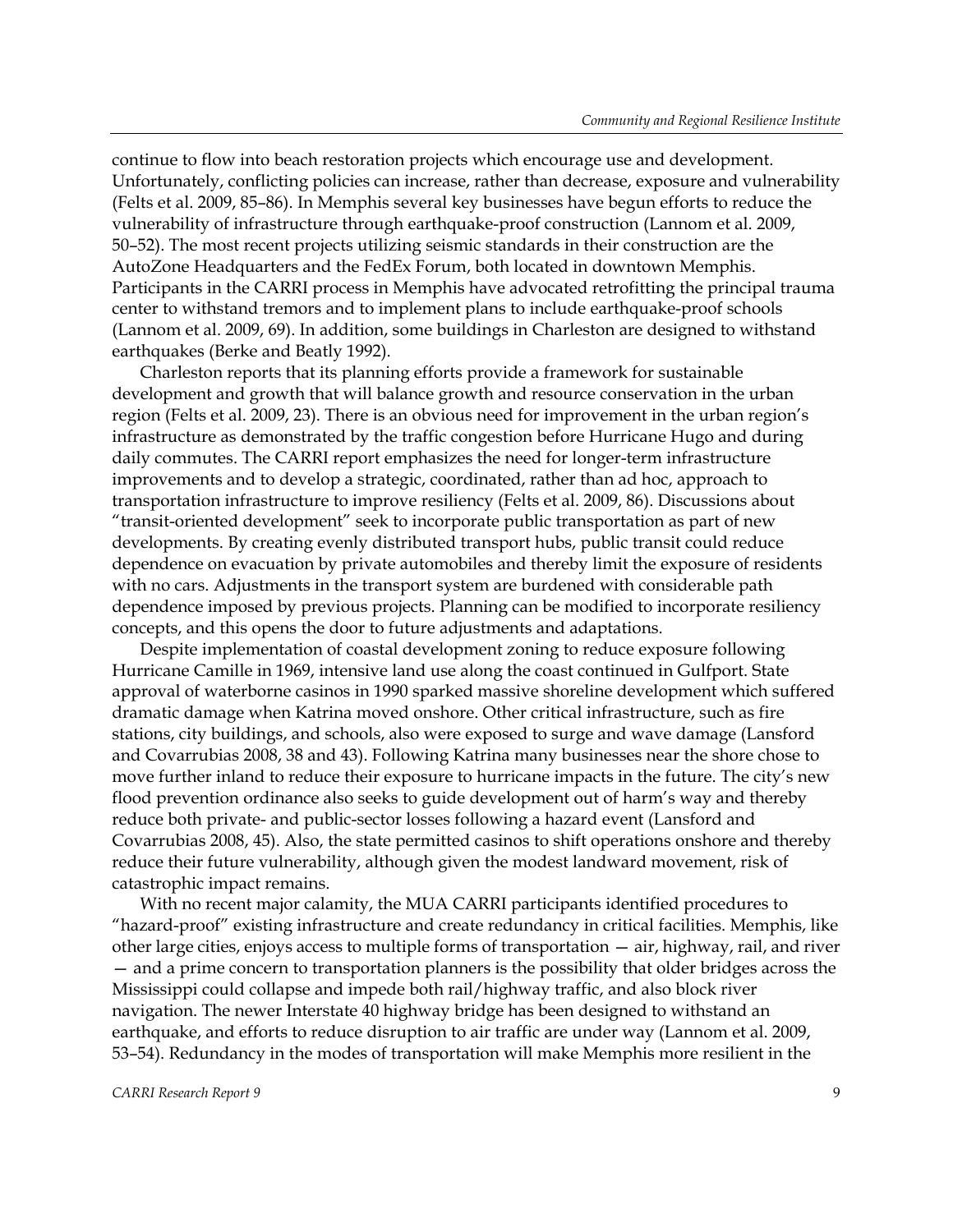continue to flow into beach restoration projects which encourage use and development. Unfortunately, conflicting policies can increase, rather than decrease, exposure and vulnerability (Felts et al. 2009, 85–86). In Memphis several key businesses have begun efforts to reduce the vulnerability of infrastructure through earthquake-proof construction (Lannom et al. 2009, 50–52). The most recent projects utilizing seismic standards in their construction are the AutoZone Headquarters and the FedEx Forum, both located in downtown Memphis. Participants in the CARRI process in Memphis have advocated retrofitting the principal trauma center to withstand tremors and to implement plans to include earthquake-proof schools (Lannom et al. 2009, 69). In addition, some buildings in Charleston are designed to withstand earthquakes (Berke and Beatly 1992).

Charleston reports that its planning efforts provide a framework for sustainable development and growth that will balance growth and resource conservation in the urban region (Felts et al. 2009, 23). There is an obvious need for improvement in the urban region's infrastructure as demonstrated by the traffic congestion before Hurricane Hugo and during daily commutes. The CARRI report emphasizes the need for longer-term infrastructure improvements and to develop a strategic, coordinated, rather than ad hoc, approach to transportation infrastructure to improve resiliency (Felts et al. 2009, 86). Discussions about "transit-oriented development" seek to incorporate public transportation as part of new developments. By creating evenly distributed transport hubs, public transit could reduce dependence on evacuation by private automobiles and thereby limit the exposure of residents with no cars. Adjustments in the transport system are burdened with considerable path dependence imposed by previous projects. Planning can be modified to incorporate resiliency concepts, and this opens the door to future adjustments and adaptations.

Despite implementation of coastal development zoning to reduce exposure following Hurricane Camille in 1969, intensive land use along the coast continued in Gulfport. State approval of waterborne casinos in 1990 sparked massive shoreline development which suffered dramatic damage when Katrina moved onshore. Other critical infrastructure, such as fire stations, city buildings, and schools, also were exposed to surge and wave damage (Lansford and Covarrubias 2008, 38 and 43). Following Katrina many businesses near the shore chose to move further inland to reduce their exposure to hurricane impacts in the future. The city's new flood prevention ordinance also seeks to guide development out of harm's way and thereby reduce both private- and public-sector losses following a hazard event (Lansford and Covarrubias 2008, 45). Also, the state permitted casinos to shift operations onshore and thereby reduce their future vulnerability, although given the modest landward movement, risk of catastrophic impact remains.

With no recent major calamity, the MUA CARRI participants identified procedures to "hazard-proof" existing infrastructure and create redundancy in critical facilities. Memphis, like other large cities, enjoys access to multiple forms of transportation — air, highway, rail, and river — and a prime concern to transportation planners is the possibility that older bridges across the Mississippi could collapse and impede both rail/highway traffic, and also block river navigation. The newer Interstate 40 highway bridge has been designed to withstand an earthquake, and efforts to reduce disruption to air traffic are under way (Lannom et al. 2009, 53–54). Redundancy in the modes of transportation will make Memphis more resilient in the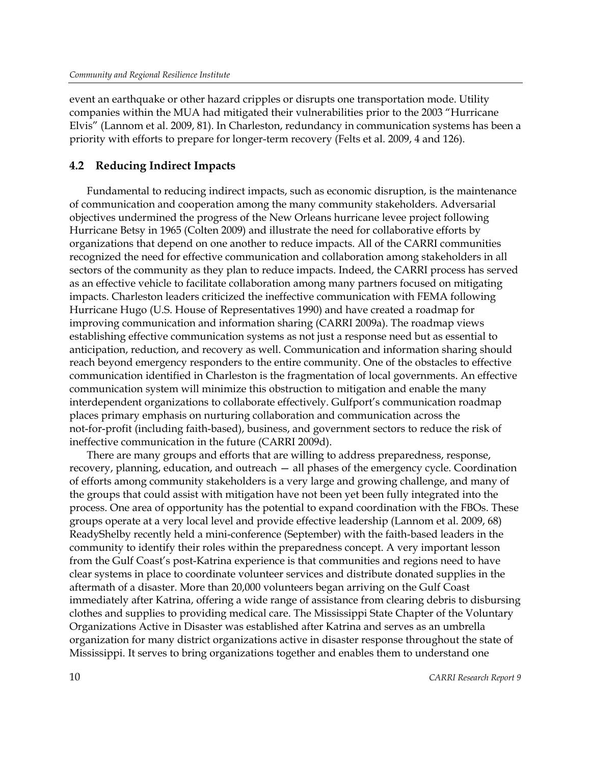event an earthquake or other hazard cripples or disrupts one transportation mode. Utility companies within the MUA had mitigated their vulnerabilities prior to the 2003 "Hurricane Elvis" (Lannom et al. 2009, 81). In Charleston, redundancy in communication systems has been a priority with efforts to prepare for longer-term recovery (Felts et al. 2009, 4 and 126).

## 4.2 Reducing Indirect Impacts

Fundamental to reducing indirect impacts, such as economic disruption, is the maintenance of communication and cooperation among the many community stakeholders. Adversarial objectives undermined the progress of the New Orleans hurricane levee project following Hurricane Betsy in 1965 (Colten 2009) and illustrate the need for collaborative efforts by organizations that depend on one another to reduce impacts. All of the CARRI communities recognized the need for effective communication and collaboration among stakeholders in all sectors of the community as they plan to reduce impacts. Indeed, the CARRI process has served as an effective vehicle to facilitate collaboration among many partners focused on mitigating impacts. Charleston leaders criticized the ineffective communication with FEMA following Hurricane Hugo (U.S. House of Representatives 1990) and have created a roadmap for improving communication and information sharing (CARRI 2009a). The roadmap views establishing effective communication systems as not just a response need but as essential to anticipation, reduction, and recovery as well. Communication and information sharing should reach beyond emergency responders to the entire community. One of the obstacles to effective communication identified in Charleston is the fragmentation of local governments. An effective communication system will minimize this obstruction to mitigation and enable the many interdependent organizations to collaborate effectively. Gulfport's communication roadmap places primary emphasis on nurturing collaboration and communication across the not-for-profit (including faith-based), business, and government sectors to reduce the risk of ineffective communication in the future (CARRI 2009d).

There are many groups and efforts that are willing to address preparedness, response, recovery, planning, education, and outreach — all phases of the emergency cycle. Coordination of efforts among community stakeholders is a very large and growing challenge, and many of the groups that could assist with mitigation have not been yet been fully integrated into the process. One area of opportunity has the potential to expand coordination with the FBOs. These groups operate at a very local level and provide effective leadership (Lannom et al. 2009, 68) ReadyShelby recently held a mini-conference (September) with the faith-based leaders in the community to identify their roles within the preparedness concept. A very important lesson from the Gulf Coast's post-Katrina experience is that communities and regions need to have clear systems in place to coordinate volunteer services and distribute donated supplies in the aftermath of a disaster. More than 20,000 volunteers began arriving on the Gulf Coast immediately after Katrina, offering a wide range of assistance from clearing debris to disbursing clothes and supplies to providing medical care. The Mississippi State Chapter of the Voluntary Organizations Active in Disaster was established after Katrina and serves as an umbrella organization for many district organizations active in disaster response throughout the state of Mississippi. It serves to bring organizations together and enables them to understand one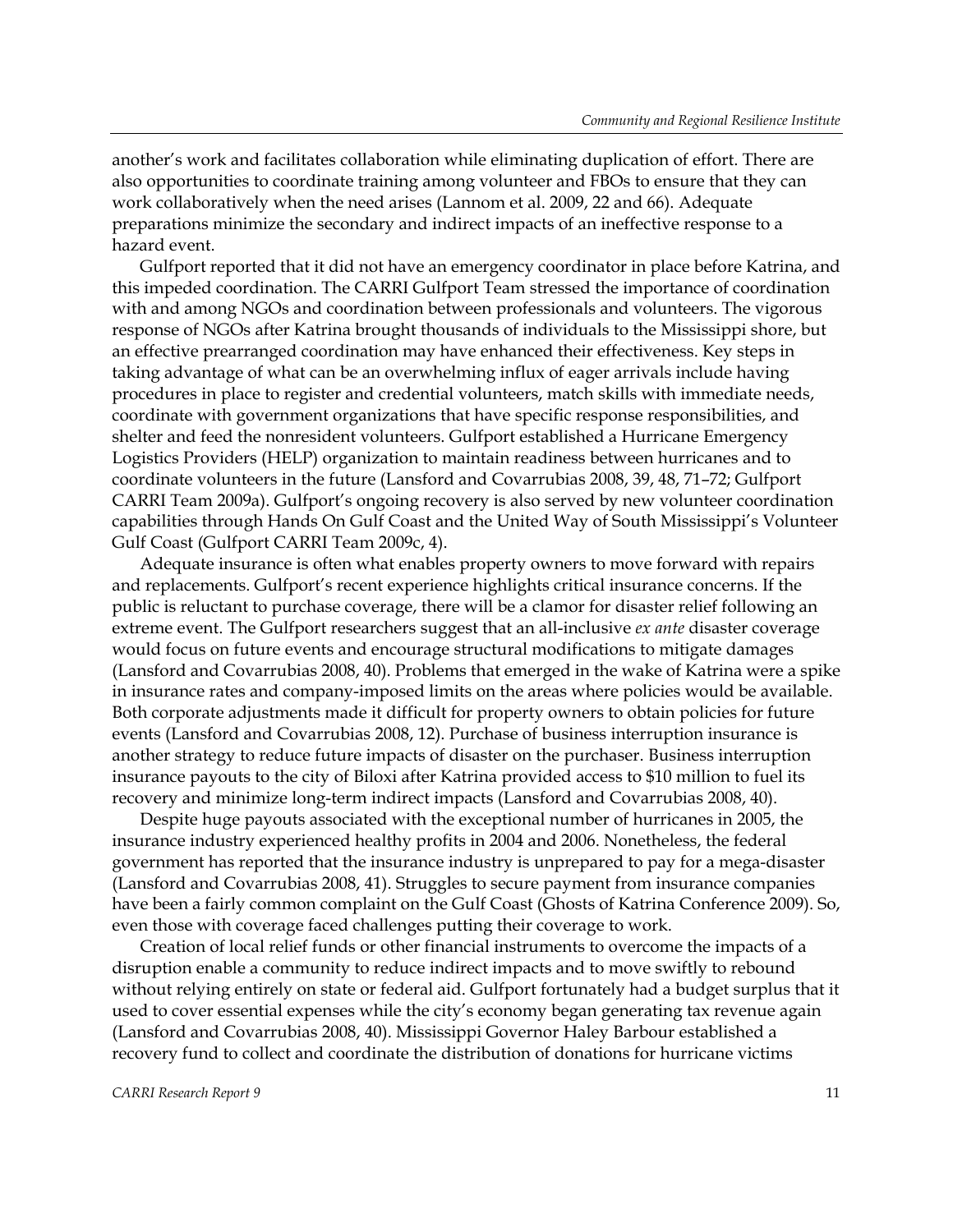another's work and facilitates collaboration while eliminating duplication of effort. There are also opportunities to coordinate training among volunteer and FBOs to ensure that they can work collaboratively when the need arises (Lannom et al. 2009, 22 and 66). Adequate preparations minimize the secondary and indirect impacts of an ineffective response to a hazard event.

Gulfport reported that it did not have an emergency coordinator in place before Katrina, and this impeded coordination. The CARRI Gulfport Team stressed the importance of coordination with and among NGOs and coordination between professionals and volunteers. The vigorous response of NGOs after Katrina brought thousands of individuals to the Mississippi shore, but an effective prearranged coordination may have enhanced their effectiveness. Key steps in taking advantage of what can be an overwhelming influx of eager arrivals include having procedures in place to register and credential volunteers, match skills with immediate needs, coordinate with government organizations that have specific response responsibilities, and shelter and feed the nonresident volunteers. Gulfport established a Hurricane Emergency Logistics Providers (HELP) organization to maintain readiness between hurricanes and to coordinate volunteers in the future (Lansford and Covarrubias 2008, 39, 48, 71–72; Gulfport CARRI Team 2009a). Gulfport's ongoing recovery is also served by new volunteer coordination capabilities through Hands On Gulf Coast and the United Way of South Mississippi's Volunteer Gulf Coast (Gulfport CARRI Team 2009c, 4).

Adequate insurance is often what enables property owners to move forward with repairs and replacements. Gulfport's recent experience highlights critical insurance concerns. If the public is reluctant to purchase coverage, there will be a clamor for disaster relief following an extreme event. The Gulfport researchers suggest that an all-inclusive *ex ante* disaster coverage would focus on future events and encourage structural modifications to mitigate damages (Lansford and Covarrubias 2008, 40). Problems that emerged in the wake of Katrina were a spike in insurance rates and company-imposed limits on the areas where policies would be available. Both corporate adjustments made it difficult for property owners to obtain policies for future events (Lansford and Covarrubias 2008, 12). Purchase of business interruption insurance is another strategy to reduce future impacts of disaster on the purchaser. Business interruption insurance payouts to the city of Biloxi after Katrina provided access to $10 million to fuel its recovery and minimize long-term indirect impacts (Lansford and Covarrubias 2008, 40).

Despite huge payouts associated with the exceptional number of hurricanes in 2005, the insurance industry experienced healthy profits in 2004 and 2006. Nonetheless, the federal government has reported that the insurance industry is unprepared to pay for a mega-disaster (Lansford and Covarrubias 2008, 41). Struggles to secure payment from insurance companies have been a fairly common complaint on the Gulf Coast (Ghosts of Katrina Conference 2009). So, even those with coverage faced challenges putting their coverage to work.

Creation of local relief funds or other financial instruments to overcome the impacts of a disruption enable a community to reduce indirect impacts and to move swiftly to rebound without relying entirely on state or federal aid. Gulfport fortunately had a budget surplus that it used to cover essential expenses while the city's economy began generating tax revenue again (Lansford and Covarrubias 2008, 40). Mississippi Governor Haley Barbour established a recovery fund to collect and coordinate the distribution of donations for hurricane victims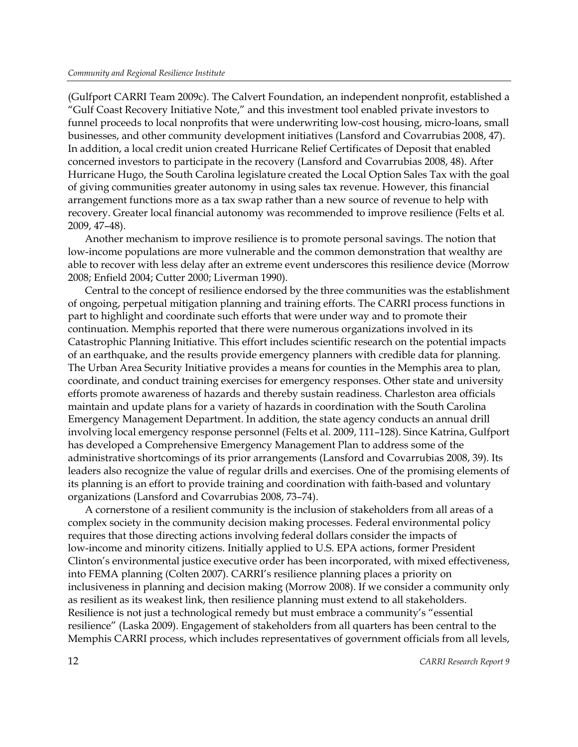(Gulfport CARRI Team 2009c). The Calvert Foundation, an independent nonprofit, established a "Gulf Coast Recovery Initiative Note," and this investment tool enabled private investors to funnel proceeds to local nonprofits that were underwriting low-cost housing, micro-loans, small businesses, and other community development initiatives (Lansford and Covarrubias 2008, 47). In addition, a local credit union created Hurricane Relief Certificates of Deposit that enabled concerned investors to participate in the recovery (Lansford and Covarrubias 2008, 48). After Hurricane Hugo, the South Carolina legislature created the Local Option Sales Tax with the goal of giving communities greater autonomy in using sales tax revenue. However, this financial arrangement functions more as a tax swap rather than a new source of revenue to help with recovery. Greater local financial autonomy was recommended to improve resilience (Felts et al. 2009, 47–48).

Another mechanism to improve resilience is to promote personal savings. The notion that low-income populations are more vulnerable and the common demonstration that wealthy are able to recover with less delay after an extreme event underscores this resilience device (Morrow 2008; Enfield 2004; Cutter 2000; Liverman 1990).

Central to the concept of resilience endorsed by the three communities was the establishment of ongoing, perpetual mitigation planning and training efforts. The CARRI process functions in part to highlight and coordinate such efforts that were under way and to promote their continuation. Memphis reported that there were numerous organizations involved in its Catastrophic Planning Initiative. This effort includes scientific research on the potential impacts of an earthquake, and the results provide emergency planners with credible data for planning. The Urban Area Security Initiative provides a means for counties in the Memphis area to plan, coordinate, and conduct training exercises for emergency responses. Other state and university efforts promote awareness of hazards and thereby sustain readiness. Charleston area officials maintain and update plans for a variety of hazards in coordination with the South Carolina Emergency Management Department. In addition, the state agency conducts an annual drill involving local emergency response personnel (Felts et al. 2009, 111–128). Since Katrina, Gulfport has developed a Comprehensive Emergency Management Plan to address some of the administrative shortcomings of its prior arrangements (Lansford and Covarrubias 2008, 39). Its leaders also recognize the value of regular drills and exercises. One of the promising elements of its planning is an effort to provide training and coordination with faith-based and voluntary organizations (Lansford and Covarrubias 2008, 73–74).

A cornerstone of a resilient community is the inclusion of stakeholders from all areas of a complex society in the community decision making processes. Federal environmental policy requires that those directing actions involving federal dollars consider the impacts of low-income and minority citizens. Initially applied to U.S. EPA actions, former President Clinton's environmental justice executive order has been incorporated, with mixed effectiveness, into FEMA planning (Colten 2007). CARRI's resilience planning places a priority on inclusiveness in planning and decision making (Morrow 2008). If we consider a community only as resilient as its weakest link, then resilience planning must extend to all stakeholders. Resilience is not just a technological remedy but must embrace a community's "essential resilience" (Laska 2009). Engagement of stakeholders from all quarters has been central to the Memphis CARRI process, which includes representatives of government officials from all levels,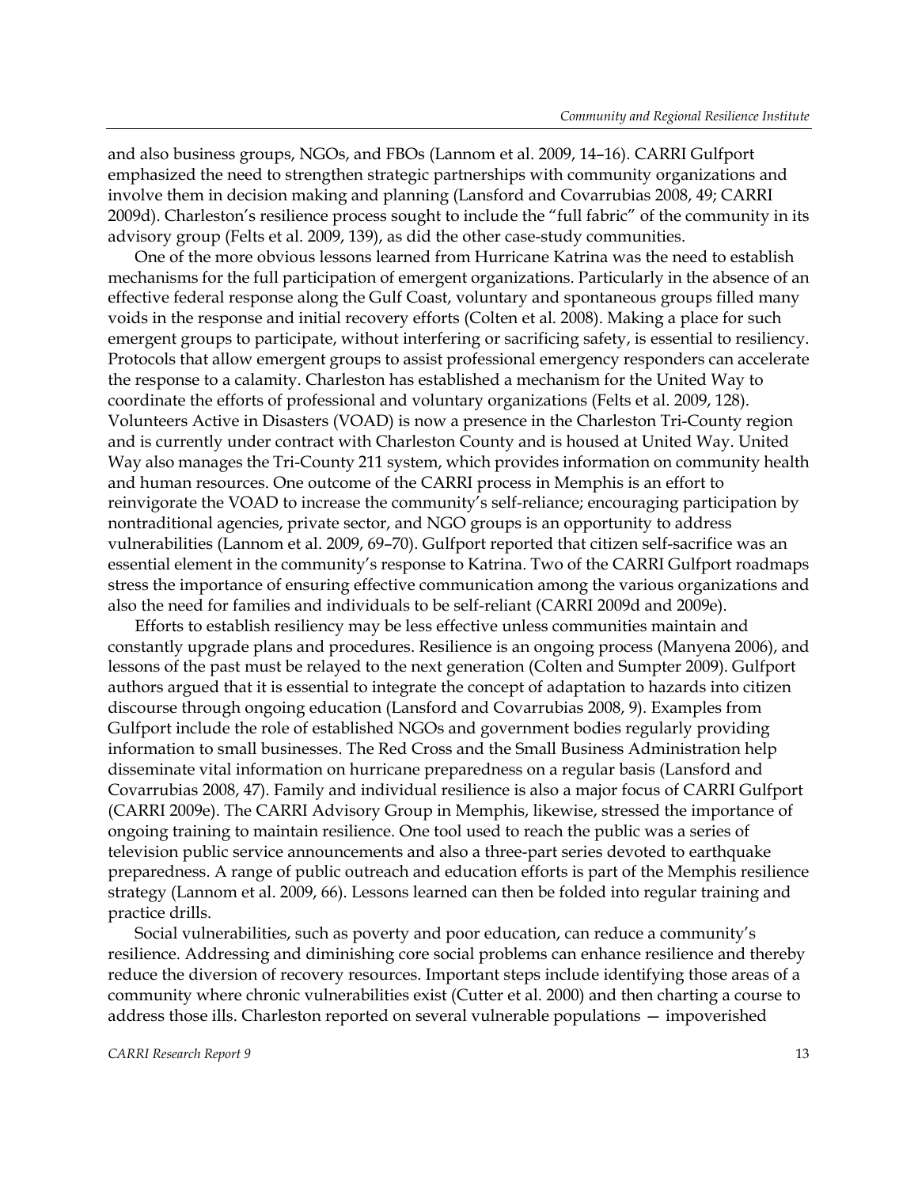and also business groups, NGOs, and FBOs (Lannom et al. 2009, 14–16). CARRI Gulfport emphasized the need to strengthen strategic partnerships with community organizations and involve them in decision making and planning (Lansford and Covarrubias 2008, 49; CARRI 2009d). Charleston's resilience process sought to include the "full fabric" of the community in its advisory group (Felts et al. 2009, 139), as did the other case-study communities.

One of the more obvious lessons learned from Hurricane Katrina was the need to establish mechanisms for the full participation of emergent organizations. Particularly in the absence of an effective federal response along the Gulf Coast, voluntary and spontaneous groups filled many voids in the response and initial recovery efforts (Colten et al. 2008). Making a place for such emergent groups to participate, without interfering or sacrificing safety, is essential to resiliency. Protocols that allow emergent groups to assist professional emergency responders can accelerate the response to a calamity. Charleston has established a mechanism for the United Way to coordinate the efforts of professional and voluntary organizations (Felts et al. 2009, 128). Volunteers Active in Disasters (VOAD) is now a presence in the Charleston Tri-County region and is currently under contract with Charleston County and is housed at United Way. United Way also manages the Tri-County 211 system, which provides information on community health and human resources. One outcome of the CARRI process in Memphis is an effort to reinvigorate the VOAD to increase the community's self-reliance; encouraging participation by nontraditional agencies, private sector, and NGO groups is an opportunity to address vulnerabilities (Lannom et al. 2009, 69–70). Gulfport reported that citizen self-sacrifice was an essential element in the community's response to Katrina. Two of the CARRI Gulfport roadmaps stress the importance of ensuring effective communication among the various organizations and also the need for families and individuals to be self-reliant (CARRI 2009d and 2009e).

Efforts to establish resiliency may be less effective unless communities maintain and constantly upgrade plans and procedures. Resilience is an ongoing process (Manyena 2006), and lessons of the past must be relayed to the next generation (Colten and Sumpter 2009). Gulfport authors argued that it is essential to integrate the concept of adaptation to hazards into citizen discourse through ongoing education (Lansford and Covarrubias 2008, 9). Examples from Gulfport include the role of established NGOs and government bodies regularly providing information to small businesses. The Red Cross and the Small Business Administration help disseminate vital information on hurricane preparedness on a regular basis (Lansford and Covarrubias 2008, 47). Family and individual resilience is also a major focus of CARRI Gulfport (CARRI 2009e). The CARRI Advisory Group in Memphis, likewise, stressed the importance of ongoing training to maintain resilience. One tool used to reach the public was a series of television public service announcements and also a three-part series devoted to earthquake preparedness. A range of public outreach and education efforts is part of the Memphis resilience strategy (Lannom et al. 2009, 66). Lessons learned can then be folded into regular training and practice drills.

Social vulnerabilities, such as poverty and poor education, can reduce a community's resilience. Addressing and diminishing core social problems can enhance resilience and thereby reduce the diversion of recovery resources. Important steps include identifying those areas of a community where chronic vulnerabilities exist (Cutter et al. 2000) and then charting a course to address those ills. Charleston reported on several vulnerable populations — impoverished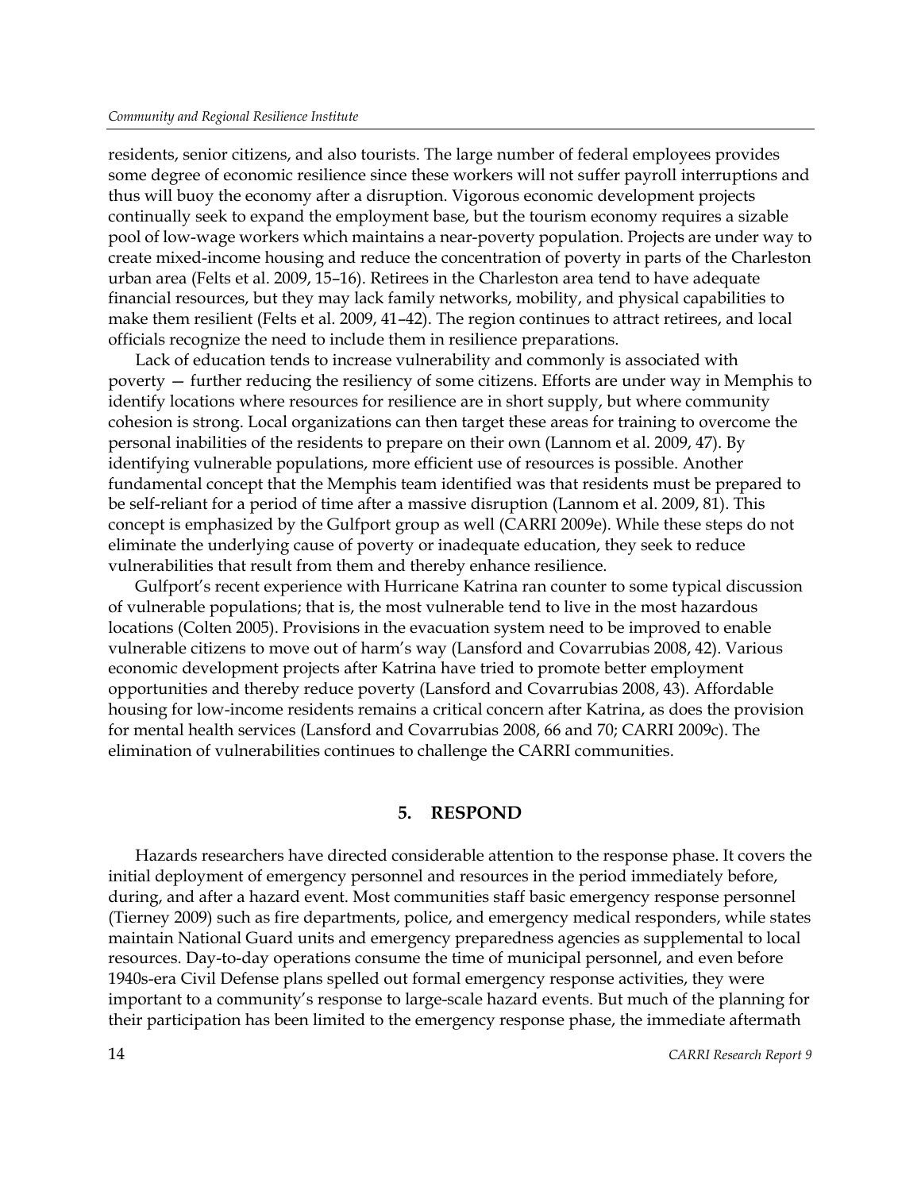residents, senior citizens, and also tourists. The large number of federal employees provides some degree of economic resilience since these workers will not suffer payroll interruptions and thus will buoy the economy after a disruption. Vigorous economic development projects continually seek to expand the employment base, but the tourism economy requires a sizable pool of low-wage workers which maintains a near-poverty population. Projects are under way to create mixed-income housing and reduce the concentration of poverty in parts of the Charleston urban area (Felts et al. 2009, 15–16). Retirees in the Charleston area tend to have adequate financial resources, but they may lack family networks, mobility, and physical capabilities to make them resilient (Felts et al. 2009, 41–42). The region continues to attract retirees, and local officials recognize the need to include them in resilience preparations.

Lack of education tends to increase vulnerability and commonly is associated with poverty — further reducing the resiliency of some citizens. Efforts are under way in Memphis to identify locations where resources for resilience are in short supply, but where community cohesion is strong. Local organizations can then target these areas for training to overcome the personal inabilities of the residents to prepare on their own (Lannom et al. 2009, 47). By identifying vulnerable populations, more efficient use of resources is possible. Another fundamental concept that the Memphis team identified was that residents must be prepared to be self-reliant for a period of time after a massive disruption (Lannom et al. 2009, 81). This concept is emphasized by the Gulfport group as well (CARRI 2009e). While these steps do not eliminate the underlying cause of poverty or inadequate education, they seek to reduce vulnerabilities that result from them and thereby enhance resilience.

Gulfport's recent experience with Hurricane Katrina ran counter to some typical discussion of vulnerable populations; that is, the most vulnerable tend to live in the most hazardous locations (Colten 2005). Provisions in the evacuation system need to be improved to enable vulnerable citizens to move out of harm's way (Lansford and Covarrubias 2008, 42). Various economic development projects after Katrina have tried to promote better employment opportunities and thereby reduce poverty (Lansford and Covarrubias 2008, 43). Affordable housing for low-income residents remains a critical concern after Katrina, as does the provision for mental health services (Lansford and Covarrubias 2008, 66 and 70; CARRI 2009c). The elimination of vulnerabilities continues to challenge the CARRI communities.

## 5. RESPOND

Hazards researchers have directed considerable attention to the response phase. It covers the initial deployment of emergency personnel and resources in the period immediately before, during, and after a hazard event. Most communities staff basic emergency response personnel (Tierney 2009) such as fire departments, police, and emergency medical responders, while states maintain National Guard units and emergency preparedness agencies as supplemental to local resources. Day-to-day operations consume the time of municipal personnel, and even before 1940s-era Civil Defense plans spelled out formal emergency response activities, they were important to a community's response to large-scale hazard events. But much of the planning for their participation has been limited to the emergency response phase, the immediate aftermath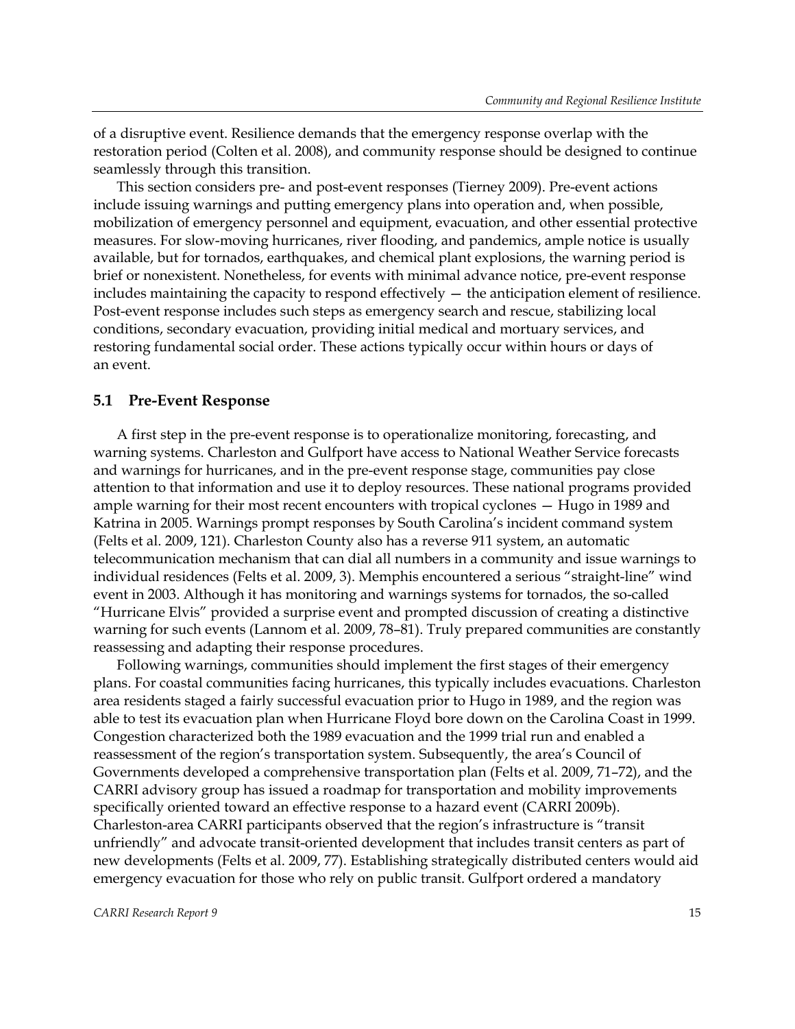of a disruptive event. Resilience demands that the emergency response overlap with the restoration period (Colten et al. 2008), and community response should be designed to continue seamlessly through this transition.

This section considers pre- and post-event responses (Tierney 2009). Pre-event actions include issuing warnings and putting emergency plans into operation and, when possible, mobilization of emergency personnel and equipment, evacuation, and other essential protective measures. For slow-moving hurricanes, river flooding, and pandemics, ample notice is usually available, but for tornados, earthquakes, and chemical plant explosions, the warning period is brief or nonexistent. Nonetheless, for events with minimal advance notice, pre-event response includes maintaining the capacity to respond effectively — the anticipation element of resilience. Post-event response includes such steps as emergency search and rescue, stabilizing local conditions, secondary evacuation, providing initial medical and mortuary services, and restoring fundamental social order. These actions typically occur within hours or days of an event.

## 5.1 Pre-Event Response

A first step in the pre-event response is to operationalize monitoring, forecasting, and warning systems. Charleston and Gulfport have access to National Weather Service forecasts and warnings for hurricanes, and in the pre-event response stage, communities pay close attention to that information and use it to deploy resources. These national programs provided ample warning for their most recent encounters with tropical cyclones — Hugo in 1989 and Katrina in 2005. Warnings prompt responses by South Carolina's incident command system (Felts et al. 2009, 121). Charleston County also has a reverse 911 system, an automatic telecommunication mechanism that can dial all numbers in a community and issue warnings to individual residences (Felts et al. 2009, 3). Memphis encountered a serious "straight-line" wind event in 2003. Although it has monitoring and warnings systems for tornados, the so-called "Hurricane Elvis" provided a surprise event and prompted discussion of creating a distinctive warning for such events (Lannom et al. 2009, 78–81). Truly prepared communities are constantly reassessing and adapting their response procedures.

Following warnings, communities should implement the first stages of their emergency plans. For coastal communities facing hurricanes, this typically includes evacuations. Charleston area residents staged a fairly successful evacuation prior to Hugo in 1989, and the region was able to test its evacuation plan when Hurricane Floyd bore down on the Carolina Coast in 1999. Congestion characterized both the 1989 evacuation and the 1999 trial run and enabled a reassessment of the region's transportation system. Subsequently, the area's Council of Governments developed a comprehensive transportation plan (Felts et al. 2009, 71–72), and the CARRI advisory group has issued a roadmap for transportation and mobility improvements specifically oriented toward an effective response to a hazard event (CARRI 2009b). Charleston-area CARRI participants observed that the region's infrastructure is "transit unfriendly" and advocate transit-oriented development that includes transit centers as part of new developments (Felts et al. 2009, 77). Establishing strategically distributed centers would aid emergency evacuation for those who rely on public transit. Gulfport ordered a mandatory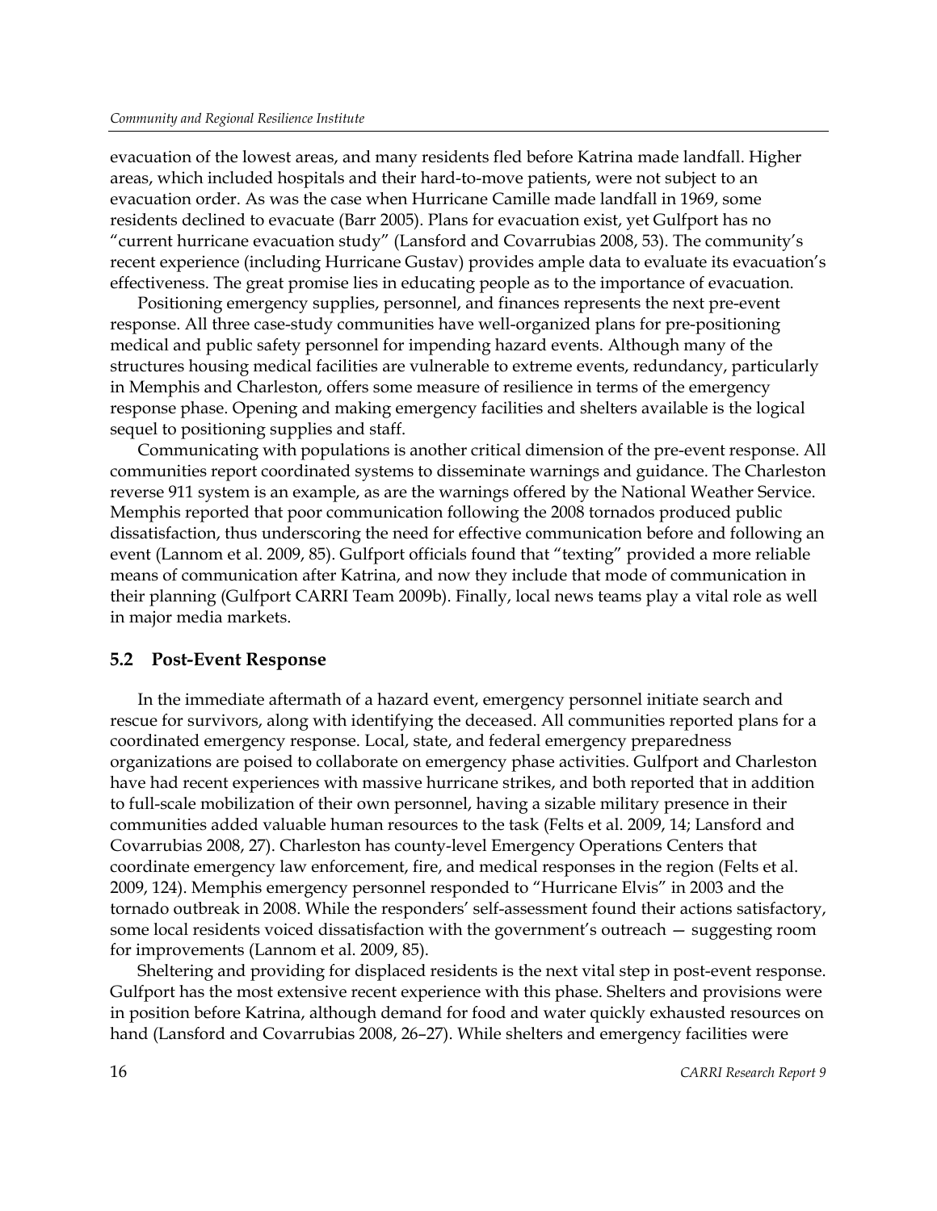evacuation of the lowest areas, and many residents fled before Katrina made landfall. Higher areas, which included hospitals and their hard-to-move patients, were not subject to an evacuation order. As was the case when Hurricane Camille made landfall in 1969, some residents declined to evacuate (Barr 2005). Plans for evacuation exist, yet Gulfport has no "current hurricane evacuation study" (Lansford and Covarrubias 2008, 53). The community's recent experience (including Hurricane Gustav) provides ample data to evaluate its evacuation's effectiveness. The great promise lies in educating people as to the importance of evacuation.

Positioning emergency supplies, personnel, and finances represents the next pre-event response. All three case-study communities have well-organized plans for pre-positioning medical and public safety personnel for impending hazard events. Although many of the structures housing medical facilities are vulnerable to extreme events, redundancy, particularly in Memphis and Charleston, offers some measure of resilience in terms of the emergency response phase. Opening and making emergency facilities and shelters available is the logical sequel to positioning supplies and staff.

Communicating with populations is another critical dimension of the pre-event response. All communities report coordinated systems to disseminate warnings and guidance. The Charleston reverse 911 system is an example, as are the warnings offered by the National Weather Service. Memphis reported that poor communication following the 2008 tornados produced public dissatisfaction, thus underscoring the need for effective communication before and following an event (Lannom et al. 2009, 85). Gulfport officials found that "texting" provided a more reliable means of communication after Katrina, and now they include that mode of communication in their planning (Gulfport CARRI Team 2009b). Finally, local news teams play a vital role as well in major media markets.

### 5.2 Post-Event Response

In the immediate aftermath of a hazard event, emergency personnel initiate search and rescue for survivors, along with identifying the deceased. All communities reported plans for a coordinated emergency response. Local, state, and federal emergency preparedness organizations are poised to collaborate on emergency phase activities. Gulfport and Charleston have had recent experiences with massive hurricane strikes, and both reported that in addition to full-scale mobilization of their own personnel, having a sizable military presence in their communities added valuable human resources to the task (Felts et al. 2009, 14; Lansford and Covarrubias 2008, 27). Charleston has county-level Emergency Operations Centers that coordinate emergency law enforcement, fire, and medical responses in the region (Felts et al. 2009, 124). Memphis emergency personnel responded to "Hurricane Elvis" in 2003 and the tornado outbreak in 2008. While the responders' self-assessment found their actions satisfactory, some local residents voiced dissatisfaction with the government's outreach — suggesting room for improvements (Lannom et al. 2009, 85).

Sheltering and providing for displaced residents is the next vital step in post-event response. Gulfport has the most extensive recent experience with this phase. Shelters and provisions were in position before Katrina, although demand for food and water quickly exhausted resources on hand (Lansford and Covarrubias 2008, 26–27). While shelters and emergency facilities were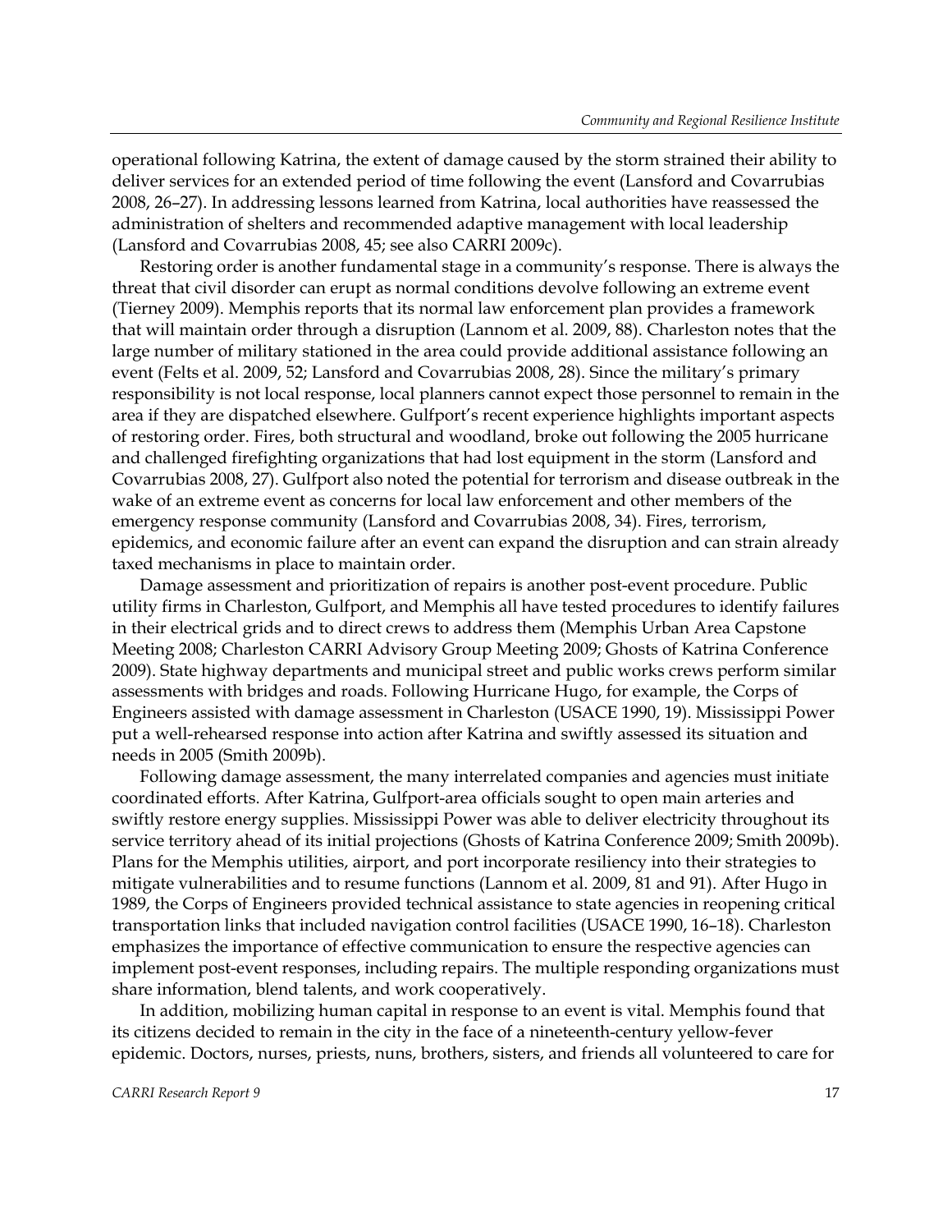operational following Katrina, the extent of damage caused by the storm strained their ability to deliver services for an extended period of time following the event (Lansford and Covarrubias 2008, 26–27). In addressing lessons learned from Katrina, local authorities have reassessed the administration of shelters and recommended adaptive management with local leadership (Lansford and Covarrubias 2008, 45; see also CARRI 2009c).

Restoring order is another fundamental stage in a community's response. There is always the threat that civil disorder can erupt as normal conditions devolve following an extreme event (Tierney 2009). Memphis reports that its normal law enforcement plan provides a framework that will maintain order through a disruption (Lannom et al. 2009, 88). Charleston notes that the large number of military stationed in the area could provide additional assistance following an event (Felts et al. 2009, 52; Lansford and Covarrubias 2008, 28). Since the military's primary responsibility is not local response, local planners cannot expect those personnel to remain in the area if they are dispatched elsewhere. Gulfport's recent experience highlights important aspects of restoring order. Fires, both structural and woodland, broke out following the 2005 hurricane and challenged firefighting organizations that had lost equipment in the storm (Lansford and Covarrubias 2008, 27). Gulfport also noted the potential for terrorism and disease outbreak in the wake of an extreme event as concerns for local law enforcement and other members of the emergency response community (Lansford and Covarrubias 2008, 34). Fires, terrorism, epidemics, and economic failure after an event can expand the disruption and can strain already taxed mechanisms in place to maintain order.

Damage assessment and prioritization of repairs is another post-event procedure. Public utility firms in Charleston, Gulfport, and Memphis all have tested procedures to identify failures in their electrical grids and to direct crews to address them (Memphis Urban Area Capstone Meeting 2008; Charleston CARRI Advisory Group Meeting 2009; Ghosts of Katrina Conference 2009). State highway departments and municipal street and public works crews perform similar assessments with bridges and roads. Following Hurricane Hugo, for example, the Corps of Engineers assisted with damage assessment in Charleston (USACE 1990, 19). Mississippi Power put a well-rehearsed response into action after Katrina and swiftly assessed its situation and needs in 2005 (Smith 2009b).

Following damage assessment, the many interrelated companies and agencies must initiate coordinated efforts. After Katrina, Gulfport-area officials sought to open main arteries and swiftly restore energy supplies. Mississippi Power was able to deliver electricity throughout its service territory ahead of its initial projections (Ghosts of Katrina Conference 2009; Smith 2009b). Plans for the Memphis utilities, airport, and port incorporate resiliency into their strategies to mitigate vulnerabilities and to resume functions (Lannom et al. 2009, 81 and 91). After Hugo in 1989, the Corps of Engineers provided technical assistance to state agencies in reopening critical transportation links that included navigation control facilities (USACE 1990, 16–18). Charleston emphasizes the importance of effective communication to ensure the respective agencies can implement post-event responses, including repairs. The multiple responding organizations must share information, blend talents, and work cooperatively.

In addition, mobilizing human capital in response to an event is vital. Memphis found that its citizens decided to remain in the city in the face of a nineteenth-century yellow-fever epidemic. Doctors, nurses, priests, nuns, brothers, sisters, and friends all volunteered to care for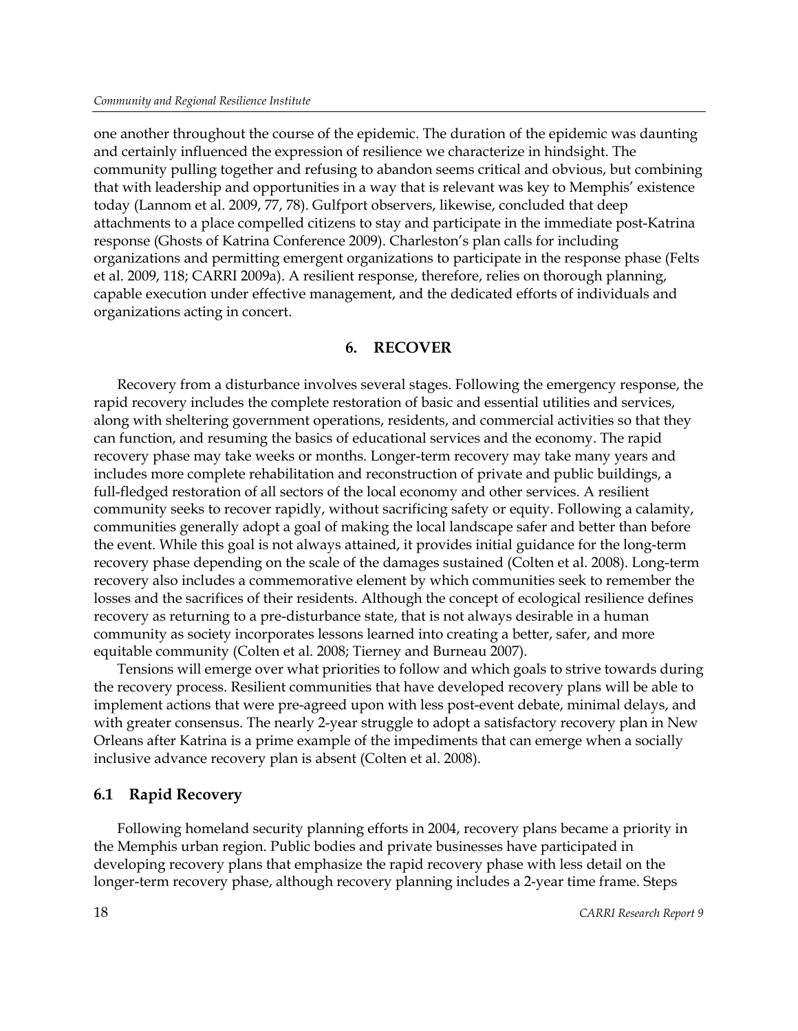one another throughout the course of the epidemic. The duration of the epidemic was daunting and certainly influenced the expression of resilience we characterize in hindsight. The community pulling together and refusing to abandon seems critical and obvious, but combining that with leadership and opportunities in a way that is relevant was key to Memphis' existence today (Lannom et al. 2009, 77, 78). Gulfport observers, likewise, concluded that deep attachments to a place compelled citizens to stay and participate in the immediate post-Katrina response (Ghosts of Katrina Conference 2009). Charleston's plan calls for including organizations and permitting emergent organizations to participate in the response phase (Felts et al. 2009, 118; CARRI 2009a). A resilient response, therefore, relies on thorough planning, capable execution under effective management, and the dedicated efforts of individuals and organizations acting in concert.

## 6. RECOVER

Recovery from a disturbance involves several stages. Following the emergency response, the rapid recovery includes the complete restoration of basic and essential utilities and services, along with sheltering government operations, residents, and commercial activities so that they can function, and resuming the basics of educational services and the economy. The rapid recovery phase may take weeks or months. Longer-term recovery may take many years and includes more complete rehabilitation and reconstruction of private and public buildings, a full-fledged restoration of all sectors of the local economy and other services. A resilient community seeks to recover rapidly, without sacrificing safety or equity. Following a calamity, communities generally adopt a goal of making the local landscape safer and better than before the event. While this goal is not always attained, it provides initial guidance for the long-term recovery phase depending on the scale of the damages sustained (Colten et al. 2008). Long-term recovery also includes a commemorative element by which communities seek to remember the losses and the sacrifices of their residents. Although the concept of ecological resilience defines recovery as returning to a pre-disturbance state, that is not always desirable in a human community as society incorporates lessons learned into creating a better, safer, and more equitable community (Colten et al. 2008; Tierney and Burneau 2007).

Tensions will emerge over what priorities to follow and which goals to strive towards during the recovery process. Resilient communities that have developed recovery plans will be able to implement actions that were pre-agreed upon with less post-event debate, minimal delays, and with greater consensus. The nearly 2-year struggle to adopt a satisfactory recovery plan in New Orleans after Katrina is a prime example of the impediments that can emerge when a socially inclusive advance recovery plan is absent (Colten et al. 2008).

### 6.1 Rapid Recovery

Following homeland security planning efforts in 2004, recovery plans became a priority in the Memphis urban region. Public bodies and private businesses have participated in developing recovery plans that emphasize the rapid recovery phase with less detail on the longer-term recovery phase, although recovery planning includes a 2-year time frame. Steps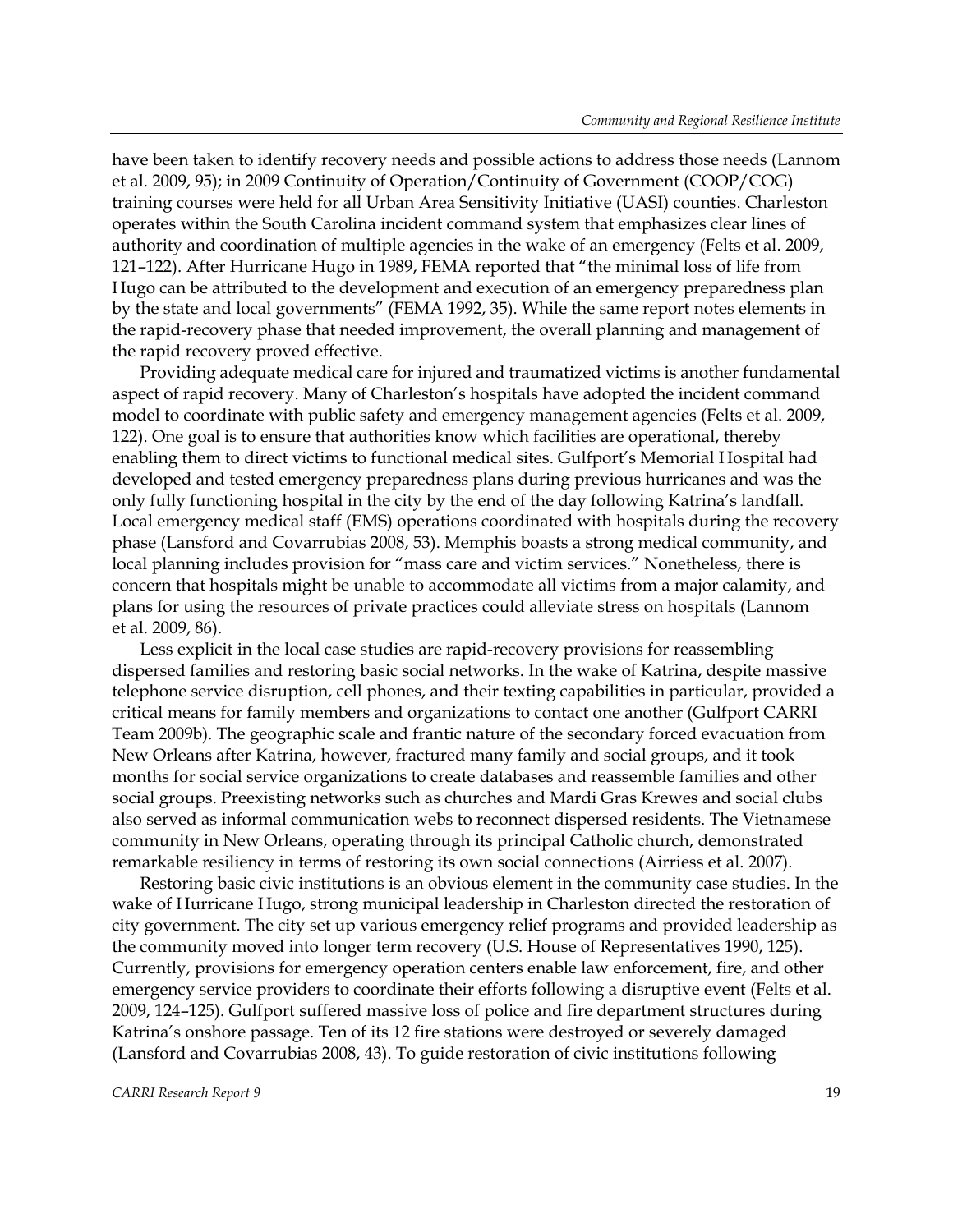have been taken to identify recovery needs and possible actions to address those needs (Lannom et al. 2009, 95); in 2009 Continuity of Operation/Continuity of Government (COOP/COG) training courses were held for all Urban Area Sensitivity Initiative (UASI) counties. Charleston operates within the South Carolina incident command system that emphasizes clear lines of authority and coordination of multiple agencies in the wake of an emergency (Felts et al. 2009, 121–122). After Hurricane Hugo in 1989, FEMA reported that "the minimal loss of life from Hugo can be attributed to the development and execution of an emergency preparedness plan by the state and local governments" (FEMA 1992, 35). While the same report notes elements in the rapid-recovery phase that needed improvement, the overall planning and management of the rapid recovery proved effective.

Providing adequate medical care for injured and traumatized victims is another fundamental aspect of rapid recovery. Many of Charleston's hospitals have adopted the incident command model to coordinate with public safety and emergency management agencies (Felts et al. 2009, 122). One goal is to ensure that authorities know which facilities are operational, thereby enabling them to direct victims to functional medical sites. Gulfport's Memorial Hospital had developed and tested emergency preparedness plans during previous hurricanes and was the only fully functioning hospital in the city by the end of the day following Katrina's landfall. Local emergency medical staff (EMS) operations coordinated with hospitals during the recovery phase (Lansford and Covarrubias 2008, 53). Memphis boasts a strong medical community, and local planning includes provision for "mass care and victim services." Nonetheless, there is concern that hospitals might be unable to accommodate all victims from a major calamity, and plans for using the resources of private practices could alleviate stress on hospitals (Lannom et al. 2009, 86).

Less explicit in the local case studies are rapid-recovery provisions for reassembling dispersed families and restoring basic social networks. In the wake of Katrina, despite massive telephone service disruption, cell phones, and their texting capabilities in particular, provided a critical means for family members and organizations to contact one another (Gulfport CARRI Team 2009b). The geographic scale and frantic nature of the secondary forced evacuation from New Orleans after Katrina, however, fractured many family and social groups, and it took months for social service organizations to create databases and reassemble families and other social groups. Preexisting networks such as churches and Mardi Gras Krewes and social clubs also served as informal communication webs to reconnect dispersed residents. The Vietnamese community in New Orleans, operating through its principal Catholic church, demonstrated remarkable resiliency in terms of restoring its own social connections (Airriess et al. 2007).

Restoring basic civic institutions is an obvious element in the community case studies. In the wake of Hurricane Hugo, strong municipal leadership in Charleston directed the restoration of city government. The city set up various emergency relief programs and provided leadership as the community moved into longer term recovery (U.S. House of Representatives 1990, 125). Currently, provisions for emergency operation centers enable law enforcement, fire, and other emergency service providers to coordinate their efforts following a disruptive event (Felts et al. 2009, 124–125). Gulfport suffered massive loss of police and fire department structures during Katrina's onshore passage. Ten of its 12 fire stations were destroyed or severely damaged (Lansford and Covarrubias 2008, 43). To guide restoration of civic institutions following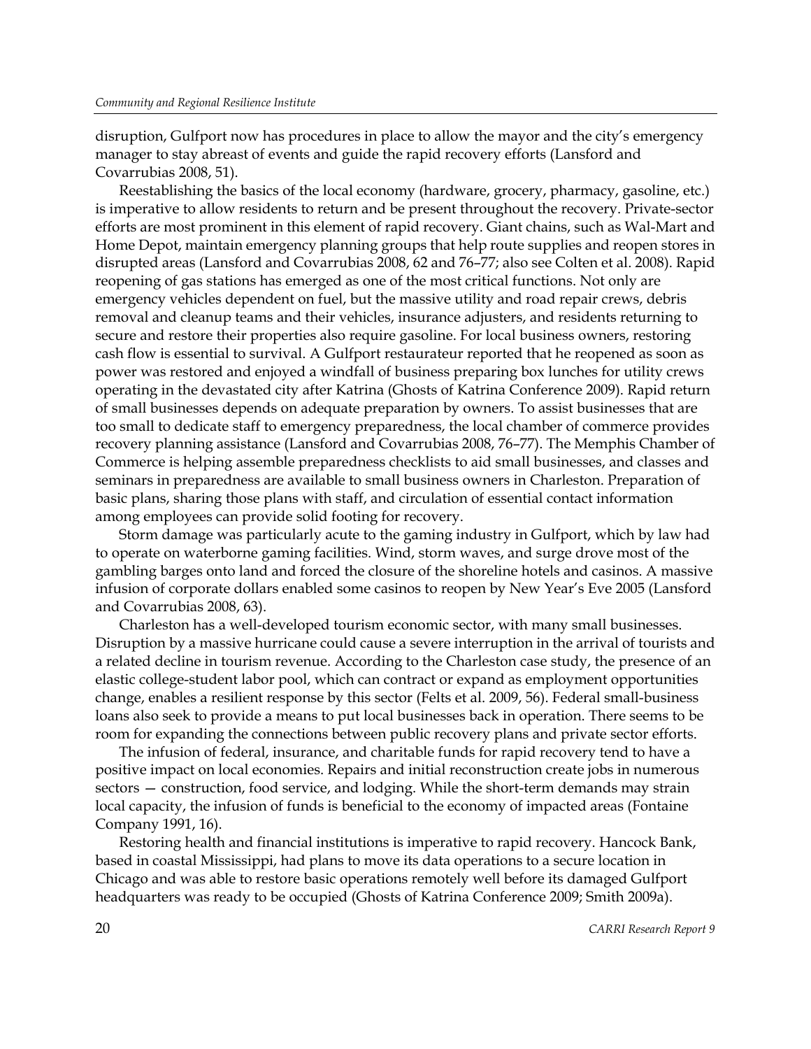disruption, Gulfport now has procedures in place to allow the mayor and the city's emergency manager to stay abreast of events and guide the rapid recovery efforts (Lansford and Covarrubias 2008, 51).

Reestablishing the basics of the local economy (hardware, grocery, pharmacy, gasoline, etc.) is imperative to allow residents to return and be present throughout the recovery. Private-sector efforts are most prominent in this element of rapid recovery. Giant chains, such as Wal-Mart and Home Depot, maintain emergency planning groups that help route supplies and reopen stores in disrupted areas (Lansford and Covarrubias 2008, 62 and 76–77; also see Colten et al. 2008). Rapid reopening of gas stations has emerged as one of the most critical functions. Not only are emergency vehicles dependent on fuel, but the massive utility and road repair crews, debris removal and cleanup teams and their vehicles, insurance adjusters, and residents returning to secure and restore their properties also require gasoline. For local business owners, restoring cash flow is essential to survival. A Gulfport restaurateur reported that he reopened as soon as power was restored and enjoyed a windfall of business preparing box lunches for utility crews operating in the devastated city after Katrina (Ghosts of Katrina Conference 2009). Rapid return of small businesses depends on adequate preparation by owners. To assist businesses that are too small to dedicate staff to emergency preparedness, the local chamber of commerce provides recovery planning assistance (Lansford and Covarrubias 2008, 76–77). The Memphis Chamber of Commerce is helping assemble preparedness checklists to aid small businesses, and classes and seminars in preparedness are available to small business owners in Charleston. Preparation of basic plans, sharing those plans with staff, and circulation of essential contact information among employees can provide solid footing for recovery.

Storm damage was particularly acute to the gaming industry in Gulfport, which by law had to operate on waterborne gaming facilities. Wind, storm waves, and surge drove most of the gambling barges onto land and forced the closure of the shoreline hotels and casinos. A massive infusion of corporate dollars enabled some casinos to reopen by New Year's Eve 2005 (Lansford and Covarrubias 2008, 63).

Charleston has a well-developed tourism economic sector, with many small businesses. Disruption by a massive hurricane could cause a severe interruption in the arrival of tourists and a related decline in tourism revenue. According to the Charleston case study, the presence of an elastic college-student labor pool, which can contract or expand as employment opportunities change, enables a resilient response by this sector (Felts et al. 2009, 56). Federal small-business loans also seek to provide a means to put local businesses back in operation. There seems to be room for expanding the connections between public recovery plans and private sector efforts.

The infusion of federal, insurance, and charitable funds for rapid recovery tend to have a positive impact on local economies. Repairs and initial reconstruction create jobs in numerous sectors — construction, food service, and lodging. While the short-term demands may strain local capacity, the infusion of funds is beneficial to the economy of impacted areas (Fontaine Company 1991, 16).

Restoring health and financial institutions is imperative to rapid recovery. Hancock Bank, based in coastal Mississippi, had plans to move its data operations to a secure location in Chicago and was able to restore basic operations remotely well before its damaged Gulfport headquarters was ready to be occupied (Ghosts of Katrina Conference 2009; Smith 2009a).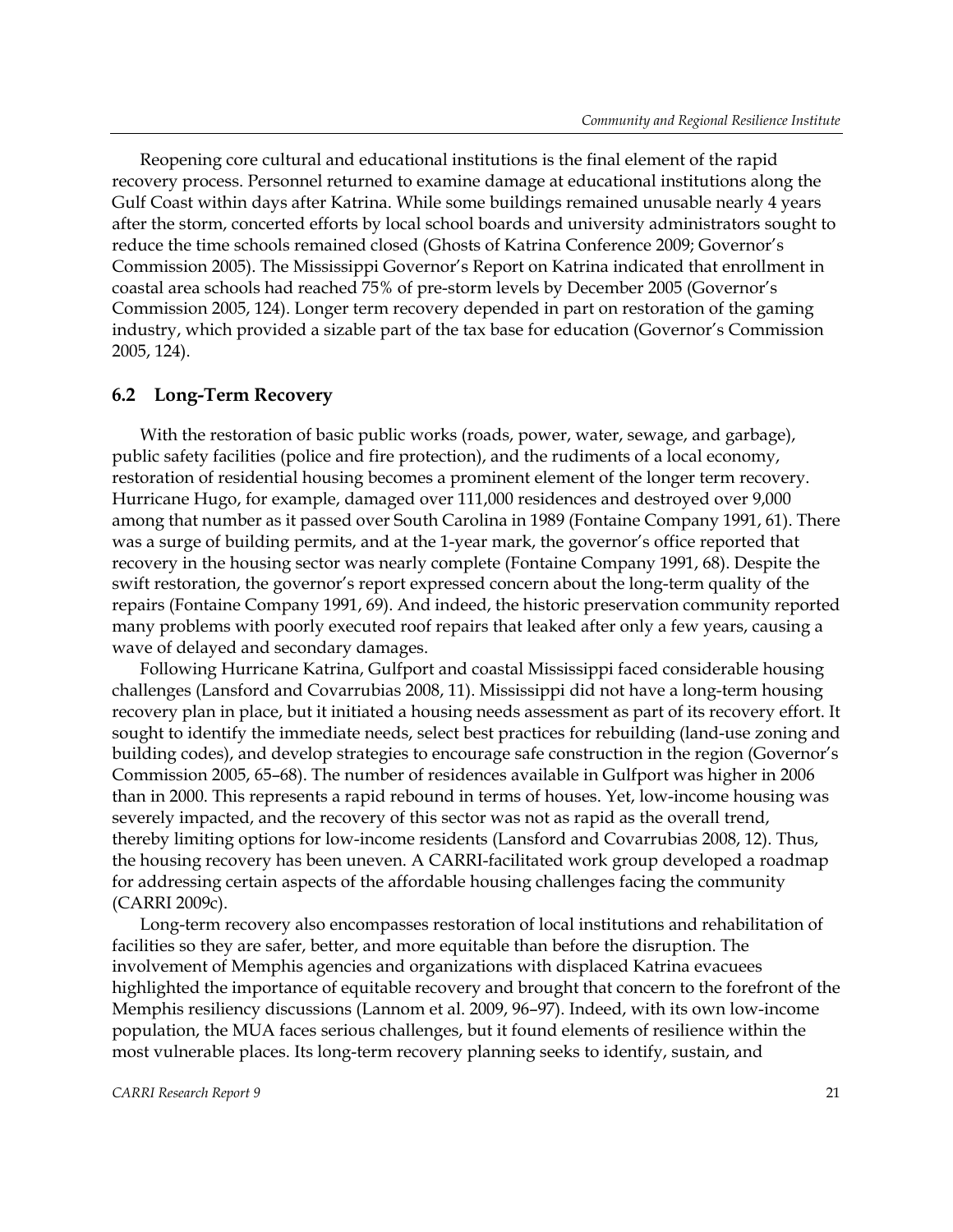Reopening core cultural and educational institutions is the final element of the rapid recovery process. Personnel returned to examine damage at educational institutions along the Gulf Coast within days after Katrina. While some buildings remained unusable nearly 4 years after the storm, concerted efforts by local school boards and university administrators sought to reduce the time schools remained closed (Ghosts of Katrina Conference 2009; Governor's Commission 2005). The Mississippi Governor's Report on Katrina indicated that enrollment in coastal area schools had reached 75% of pre-storm levels by December 2005 (Governor's Commission 2005, 124). Longer term recovery depended in part on restoration of the gaming industry, which provided a sizable part of the tax base for education (Governor's Commission 2005, 124).

## 6.2 Long-Term Recovery

With the restoration of basic public works (roads, power, water, sewage, and garbage), public safety facilities (police and fire protection), and the rudiments of a local economy, restoration of residential housing becomes a prominent element of the longer term recovery. Hurricane Hugo, for example, damaged over 111,000 residences and destroyed over 9,000 among that number as it passed over South Carolina in 1989 (Fontaine Company 1991, 61). There was a surge of building permits, and at the 1-year mark, the governor's office reported that recovery in the housing sector was nearly complete (Fontaine Company 1991, 68). Despite the swift restoration, the governor's report expressed concern about the long-term quality of the repairs (Fontaine Company 1991, 69). And indeed, the historic preservation community reported many problems with poorly executed roof repairs that leaked after only a few years, causing a wave of delayed and secondary damages.

Following Hurricane Katrina, Gulfport and coastal Mississippi faced considerable housing challenges (Lansford and Covarrubias 2008, 11). Mississippi did not have a long-term housing recovery plan in place, but it initiated a housing needs assessment as part of its recovery effort. It sought to identify the immediate needs, select best practices for rebuilding (land-use zoning and building codes), and develop strategies to encourage safe construction in the region (Governor's Commission 2005, 65–68). The number of residences available in Gulfport was higher in 2006 than in 2000. This represents a rapid rebound in terms of houses. Yet, low-income housing was severely impacted, and the recovery of this sector was not as rapid as the overall trend, thereby limiting options for low-income residents (Lansford and Covarrubias 2008, 12). Thus, the housing recovery has been uneven. A CARRI-facilitated work group developed a roadmap for addressing certain aspects of the affordable housing challenges facing the community (CARRI 2009c).

Long-term recovery also encompasses restoration of local institutions and rehabilitation of facilities so they are safer, better, and more equitable than before the disruption. The involvement of Memphis agencies and organizations with displaced Katrina evacuees highlighted the importance of equitable recovery and brought that concern to the forefront of the Memphis resiliency discussions (Lannom et al. 2009, 96–97). Indeed, with its own low-income population, the MUA faces serious challenges, but it found elements of resilience within the most vulnerable places. Its long-term recovery planning seeks to identify, sustain, and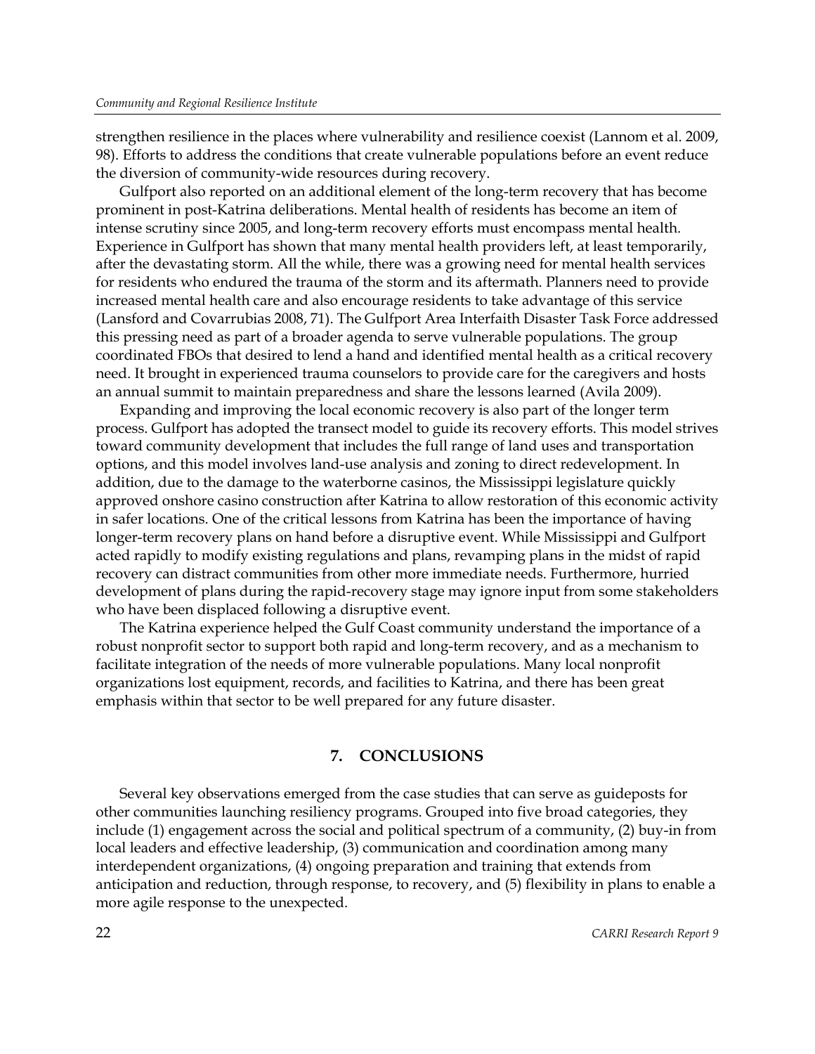strengthen resilience in the places where vulnerability and resilience coexist (Lannom et al. 2009, 98). Efforts to address the conditions that create vulnerable populations before an event reduce the diversion of community-wide resources during recovery.

Gulfport also reported on an additional element of the long-term recovery that has become prominent in post-Katrina deliberations. Mental health of residents has become an item of intense scrutiny since 2005, and long-term recovery efforts must encompass mental health. Experience in Gulfport has shown that many mental health providers left, at least temporarily, after the devastating storm. All the while, there was a growing need for mental health services for residents who endured the trauma of the storm and its aftermath. Planners need to provide increased mental health care and also encourage residents to take advantage of this service (Lansford and Covarrubias 2008, 71). The Gulfport Area Interfaith Disaster Task Force addressed this pressing need as part of a broader agenda to serve vulnerable populations. The group coordinated FBOs that desired to lend a hand and identified mental health as a critical recovery need. It brought in experienced trauma counselors to provide care for the caregivers and hosts an annual summit to maintain preparedness and share the lessons learned (Avila 2009).

Expanding and improving the local economic recovery is also part of the longer term process. Gulfport has adopted the transect model to guide its recovery efforts. This model strives toward community development that includes the full range of land uses and transportation options, and this model involves land-use analysis and zoning to direct redevelopment. In addition, due to the damage to the waterborne casinos, the Mississippi legislature quickly approved onshore casino construction after Katrina to allow restoration of this economic activity in safer locations. One of the critical lessons from Katrina has been the importance of having longer-term recovery plans on hand before a disruptive event. While Mississippi and Gulfport acted rapidly to modify existing regulations and plans, revamping plans in the midst of rapid recovery can distract communities from other more immediate needs. Furthermore, hurried development of plans during the rapid-recovery stage may ignore input from some stakeholders who have been displaced following a disruptive event.

The Katrina experience helped the Gulf Coast community understand the importance of a robust nonprofit sector to support both rapid and long-term recovery, and as a mechanism to facilitate integration of the needs of more vulnerable populations. Many local nonprofit organizations lost equipment, records, and facilities to Katrina, and there has been great emphasis within that sector to be well prepared for any future disaster.

## 7. CONCLUSIONS

Several key observations emerged from the case studies that can serve as guideposts for other communities launching resiliency programs. Grouped into five broad categories, they include (1) engagement across the social and political spectrum of a community, (2) buy-in from local leaders and effective leadership, (3) communication and coordination among many interdependent organizations, (4) ongoing preparation and training that extends from anticipation and reduction, through response, to recovery, and (5) flexibility in plans to enable a more agile response to the unexpected.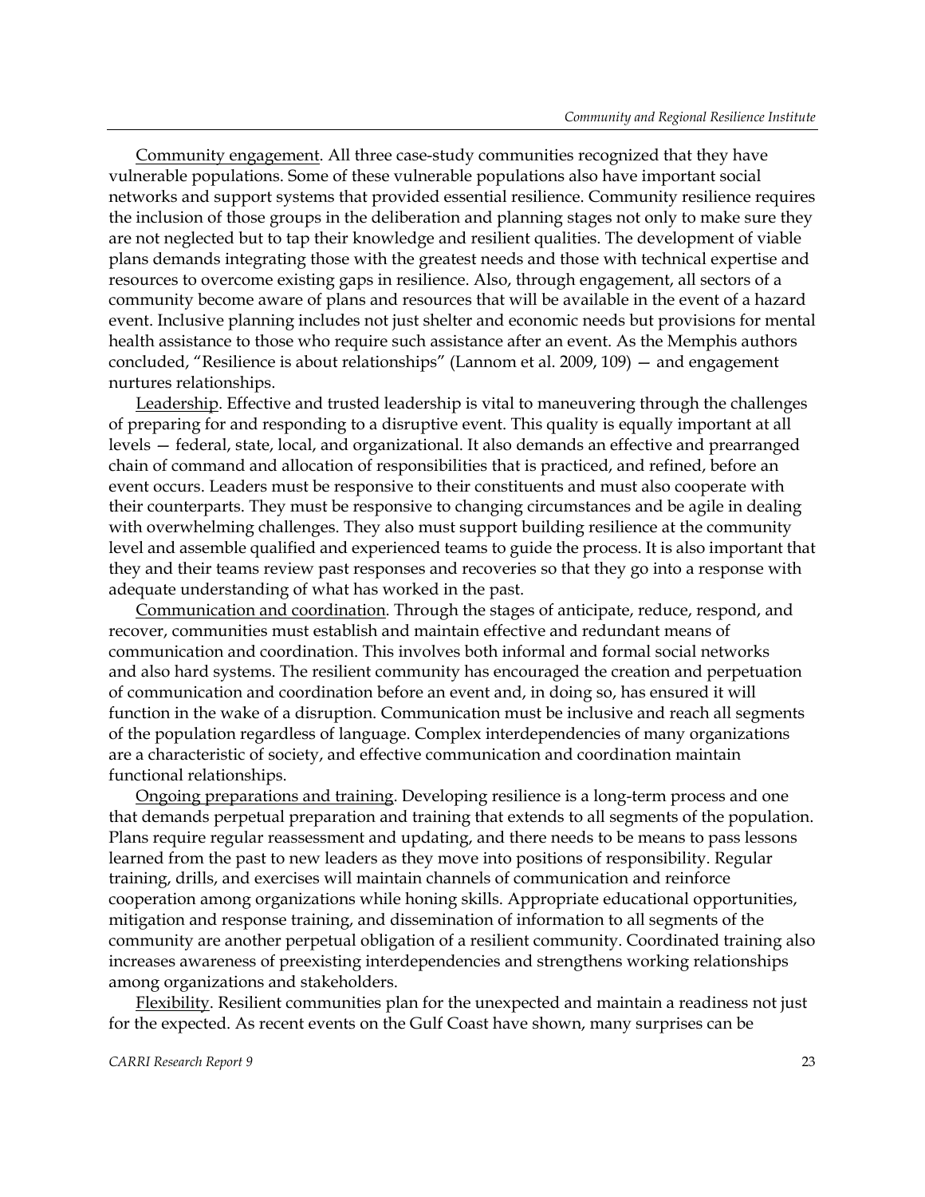<u>Community engagement</u>. All three case-study communities recognized that they have vulnerable populations. Some of these vulnerable populations also have important social networks and support systems that provided essential resilience. Community resilience requires the inclusion of those groups in the deliberation and planning stages not only to make sure they are not neglected but to tap their knowledge and resilient qualities. The development of viable plans demands integrating those with the greatest needs and those with technical expertise and resources to overcome existing gaps in resilience. Also, through engagement, all sectors of a community become aware of plans and resources that will be available in the event of a hazard event. Inclusive planning includes not just shelter and economic needs but provisions for mental health assistance to those who require such assistance after an event. As the Memphis authors concluded, "Resilience is about relationships" (Lannom et al. 2009, 109) — and engagement nurtures relationships.

<u>Leadership</u>. Effective and trusted leadership is vital to maneuvering through the challenges of preparing for and responding to a disruptive event. This quality is equally important at all levels — federal, state, local, and organizational. It also demands an effective and prearranged chain of command and allocation of responsibilities that is practiced, and refined, before an event occurs. Leaders must be responsive to their constituents and must also cooperate with their counterparts. They must be responsive to changing circumstances and be agile in dealing with overwhelming challenges. They also must support building resilience at the community level and assemble qualified and experienced teams to guide the process. It is also important that they and their teams review past responses and recoveries so that they go into a response with adequate understanding of what has worked in the past.

<u>Communication and coordination</u>. Through the stages of anticipate, reduce, respond, and recover, communities must establish and maintain effective and redundant means of communication and coordination. This involves both informal and formal social networks and also hard systems. The resilient community has encouraged the creation and perpetuation of communication and coordination before an event and, in doing so, has ensured it will function in the wake of a disruption. Communication must be inclusive and reach all segments of the population regardless of language. Complex interdependencies of many organizations are a characteristic of society, and effective communication and coordination maintain functional relationships.

<u>Ongoing preparations and training</u>. Developing resilience is a long-term process and one that demands perpetual preparation and training that extends to all segments of the population. Plans require regular reassessment and updating, and there needs to be means to pass lessons learned from the past to new leaders as they move into positions of responsibility. Regular training, drills, and exercises will maintain channels of communication and reinforce cooperation among organizations while honing skills. Appropriate educational opportunities, mitigation and response training, and dissemination of information to all segments of the community are another perpetual obligation of a resilient community. Coordinated training also increases awareness of preexisting interdependencies and strengthens working relationships among organizations and stakeholders.

<u>Flexibility</u>. Resilient communities plan for the unexpected and maintain a readiness not just for the expected. As recent events on the Gulf Coast have shown, many surprises can be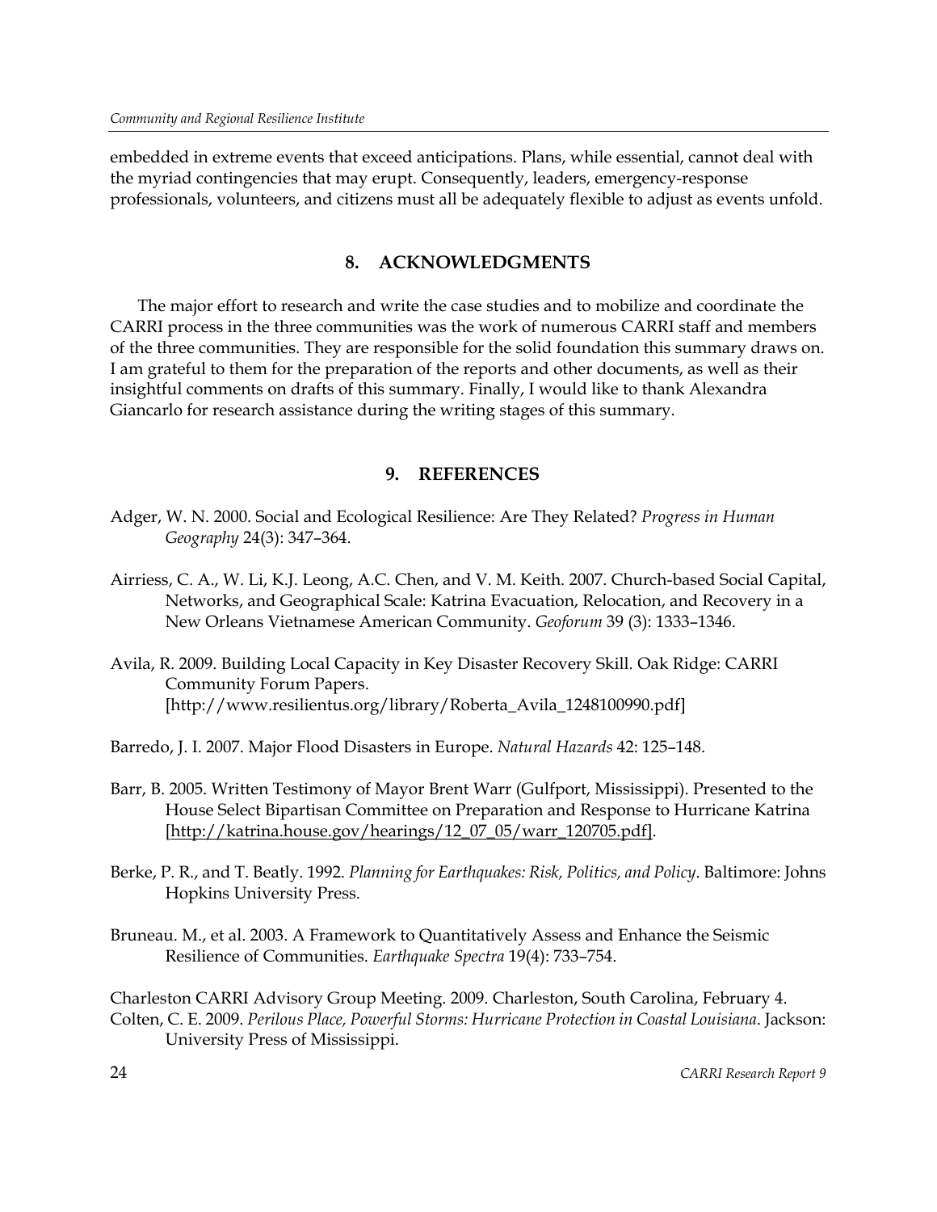embedded in extreme events that exceed anticipations. Plans, while essential, cannot deal with the myriad contingencies that may erupt. Consequently, leaders, emergency-response professionals, volunteers, and citizens must all be adequately flexible to adjust as events unfold.

## 8. ACKNOWLEDGMENTS

The major effort to research and write the case studies and to mobilize and coordinate the CARRI process in the three communities was the work of numerous CARRI staff and members of the three communities. They are responsible for the solid foundation this summary draws on. I am grateful to them for the preparation of the reports and other documents, as well as their insightful comments on drafts of this summary. Finally, I would like to thank Alexandra Giancarlo for research assistance during the writing stages of this summary.

## 9. REFERENCES

Adger, W. N. 2000. Social and Ecological Resilience: Are They Related? *Progress in Human Geography* 24(3): 347–364.

Airriess, C. A., W. Li, K.J. Leong, A.C. Chen, and V. M. Keith. 2007. Church-based Social Capital, Networks, and Geographical Scale: Katrina Evacuation, Relocation, and Recovery in a New Orleans Vietnamese American Community. *Geoforum* 39 (3): 1333–1346.

Avila, R. 2009. Building Local Capacity in Key Disaster Recovery Skill. Oak Ridge: CARRI Community Forum Papers. [http://www.resilientus.org/library/Roberta_Avila_1248100990.pdf]

Barredo, J. I. 2007. Major Flood Disasters in Europe. *Natural Hazards* 42: 125–148.

Barr, B. 2005. Written Testimony of Mayor Brent Warr (Gulfport, Mississippi). Presented to the House Select Bipartisan Committee on Preparation and Response to Hurricane Katrina [http://katrina.house.gov/hearings/12_07_05/warr_120705.pdf].

Berke, P. R., and T. Beatly. 1992. *Planning for Earthquakes: Risk, Politics, and Policy*. Baltimore: Johns Hopkins University Press.

Bruneau. M., et al. 2003. A Framework to Quantitatively Assess and Enhance the Seismic Resilience of Communities. *Earthquake Spectra* 19(4): 733–754.

Charleston CARRI Advisory Group Meeting. 2009. Charleston, South Carolina, February 4.

Colten, C. E. 2009. *Perilous Place, Powerful Storms: Hurricane Protection in Coastal Louisiana*. Jackson: University Press of Mississippi.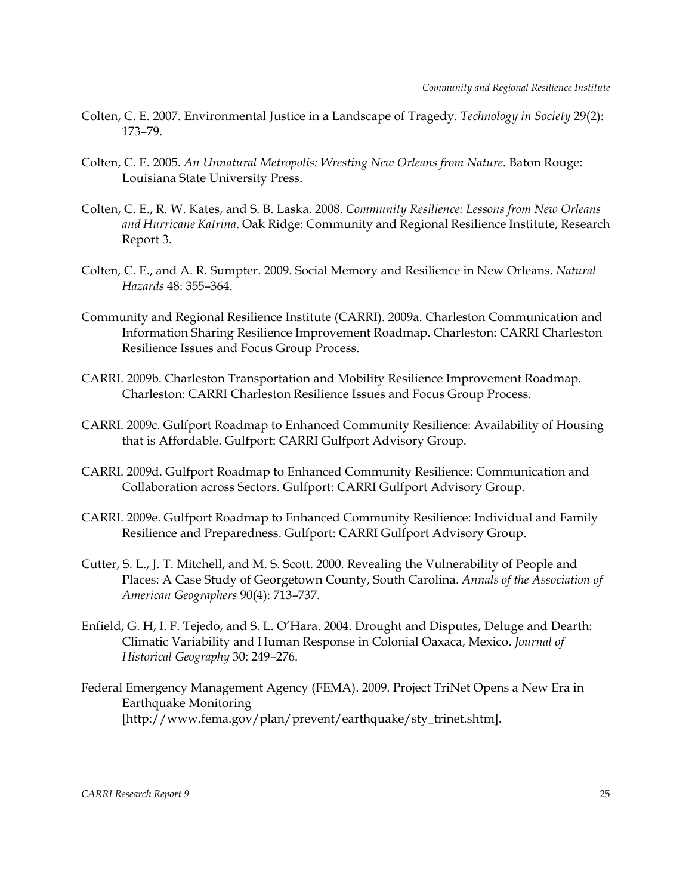Colten, C. E. 2007. Environmental Justice in a Landscape of Tragedy. *Technology in Society* 29(2): 173–79.

Colten, C. E. 2005. *An Unnatural Metropolis: Wresting New Orleans from Nature*. Baton Rouge: Louisiana State University Press.

Colten, C. E., R. W. Kates, and S. B. Laska. 2008. *Community Resilience: Lessons from New Orleans and Hurricane Katrina*. Oak Ridge: Community and Regional Resilience Institute, Research Report 3.

Colten, C. E., and A. R. Sumpter. 2009. Social Memory and Resilience in New Orleans. *Natural Hazards* 48: 355–364.

Community and Regional Resilience Institute (CARRI). 2009a. Charleston Communication and Information Sharing Resilience Improvement Roadmap. Charleston: CARRI Charleston Resilience Issues and Focus Group Process.

CARRI. 2009b. Charleston Transportation and Mobility Resilience Improvement Roadmap. Charleston: CARRI Charleston Resilience Issues and Focus Group Process.

CARRI. 2009c. Gulfport Roadmap to Enhanced Community Resilience: Availability of Housing that is Affordable. Gulfport: CARRI Gulfport Advisory Group.

CARRI. 2009d. Gulfport Roadmap to Enhanced Community Resilience: Communication and Collaboration across Sectors. Gulfport: CARRI Gulfport Advisory Group.

CARRI. 2009e. Gulfport Roadmap to Enhanced Community Resilience: Individual and Family Resilience and Preparedness. Gulfport: CARRI Gulfport Advisory Group.

Cutter, S. L., J. T. Mitchell, and M. S. Scott. 2000. Revealing the Vulnerability of People and Places: A Case Study of Georgetown County, South Carolina. *Annals of the Association of American Geographers* 90(4): 713–737.

Enfield, G. H, I. F. Tejedo, and S. L. O'Hara. 2004. Drought and Disputes, Deluge and Dearth: Climatic Variability and Human Response in Colonial Oaxaca, Mexico. *Journal of Historical Geography* 30: 249–276.

Federal Emergency Management Agency (FEMA). 2009. Project TriNet Opens a New Era in Earthquake Monitoring [http://www.fema.gov/plan/prevent/earthquake/sty_trinet.shtm].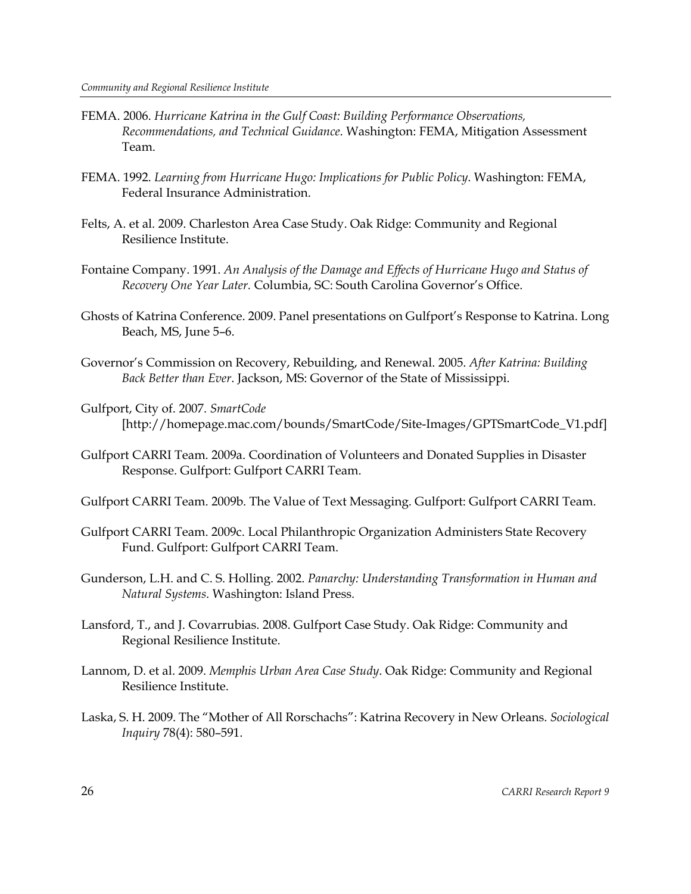FEMA. 2006. *Hurricane Katrina in the Gulf Coast: Building Performance Observations, Recommendations, and Technical Guidance*. Washington: FEMA, Mitigation Assessment Team.

FEMA. 1992. *Learning from Hurricane Hugo: Implications for Public Policy*. Washington: FEMA, Federal Insurance Administration.

Felts, A. et al. 2009. Charleston Area Case Study. Oak Ridge: Community and Regional Resilience Institute.

Fontaine Company. 1991. *An Analysis of the Damage and Effects of Hurricane Hugo and Status of Recovery One Year Later.* Columbia, SC: South Carolina Governor's Office.

Ghosts of Katrina Conference. 2009. Panel presentations on Gulfport's Response to Katrina. Long Beach, MS, June 5–6.

Governor's Commission on Recovery, Rebuilding, and Renewal. 2005. *After Katrina: Building Back Better than Ever*. Jackson, MS: Governor of the State of Mississippi.

Gulfport, City of. 2007. *SmartCode* [http://homepage.mac.com/bounds/SmartCode/Site-Images/GPTSmartCode_V1.pdf]

Gulfport CARRI Team. 2009a. Coordination of Volunteers and Donated Supplies in Disaster Response. Gulfport: Gulfport CARRI Team.

Gulfport CARRI Team. 2009b. The Value of Text Messaging. Gulfport: Gulfport CARRI Team.

Gulfport CARRI Team. 2009c. Local Philanthropic Organization Administers State Recovery Fund. Gulfport: Gulfport CARRI Team.

Gunderson, L.H. and C. S. Holling. 2002. *Panarchy: Understanding Transformation in Human and Natural Systems*. Washington: Island Press.

Lansford, T., and J. Covarrubias. 2008. Gulfport Case Study. Oak Ridge: Community and Regional Resilience Institute.

Lannom, D. et al. 2009. *Memphis Urban Area Case Study*. Oak Ridge: Community and Regional Resilience Institute.

Laska, S. H. 2009. The "Mother of All Rorschachs": Katrina Recovery in New Orleans. *Sociological Inquiry* 78(4): 580–591.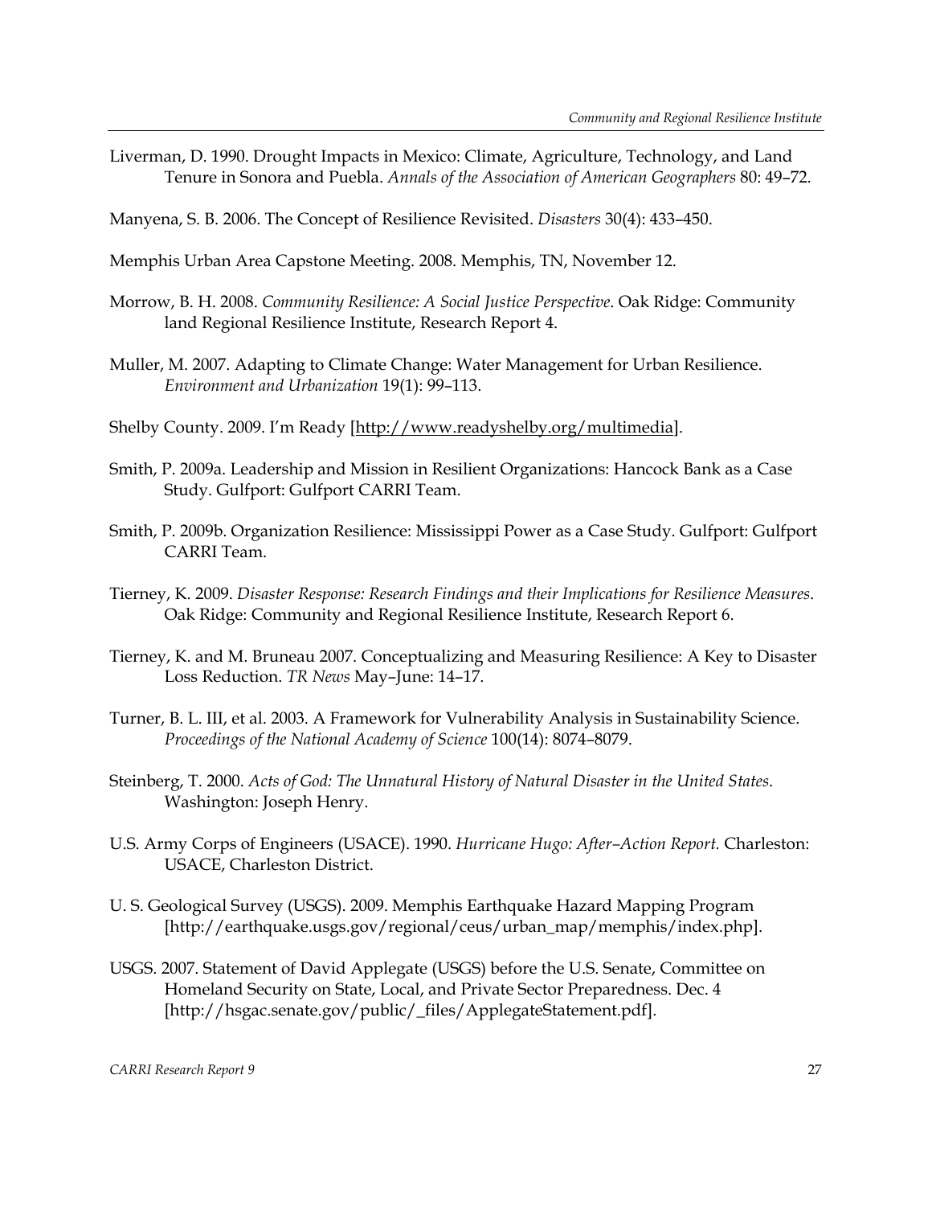Liverman, D. 1990. Drought Impacts in Mexico: Climate, Agriculture, Technology, and Land Tenure in Sonora and Puebla. *Annals of the Association of American Geographers* 80: 49–72.

Manyena, S. B. 2006. The Concept of Resilience Revisited. *Disasters* 30(4): 433–450.

Memphis Urban Area Capstone Meeting. 2008. Memphis, TN, November 12.

Morrow, B. H. 2008. *Community Resilience: A Social Justice Perspective*. Oak Ridge: Community land Regional Resilience Institute, Research Report 4.

Muller, M. 2007. Adapting to Climate Change: Water Management for Urban Resilience. *Environment and Urbanization* 19(1): 99–113.

Shelby County. 2009. I'm Ready [http://www.readyshelby.org/multimedia].

Smith, P. 2009a. Leadership and Mission in Resilient Organizations: Hancock Bank as a Case Study. Gulfport: Gulfport CARRI Team.

Smith, P. 2009b. Organization Resilience: Mississippi Power as a Case Study. Gulfport: Gulfport CARRI Team.

Tierney, K. 2009. *Disaster Response: Research Findings and their Implications for Resilience Measures*. Oak Ridge: Community and Regional Resilience Institute, Research Report 6.

Tierney, K. and M. Bruneau 2007. Conceptualizing and Measuring Resilience: A Key to Disaster Loss Reduction. *TR News* May–June: 14–17.

Turner, B. L. III, et al. 2003. A Framework for Vulnerability Analysis in Sustainability Science. *Proceedings of the National Academy of Science* 100(14): 8074–8079.

Steinberg, T. 2000. *Acts of God: The Unnatural History of Natural Disaster in the United States*. Washington: Joseph Henry.

U.S. Army Corps of Engineers (USACE). 1990. *Hurricane Hugo: After–Action Report.* Charleston: USACE, Charleston District.

U. S. Geological Survey (USGS). 2009. Memphis Earthquake Hazard Mapping Program [http://earthquake.usgs.gov/regional/ceus/urban_map/memphis/index.php].

USGS. 2007. Statement of David Applegate (USGS) before the U.S. Senate, Committee on Homeland Security on State, Local, and Private Sector Preparedness. Dec. 4 [http://hsgac.senate.gov/public/_files/ApplegateStatement.pdf].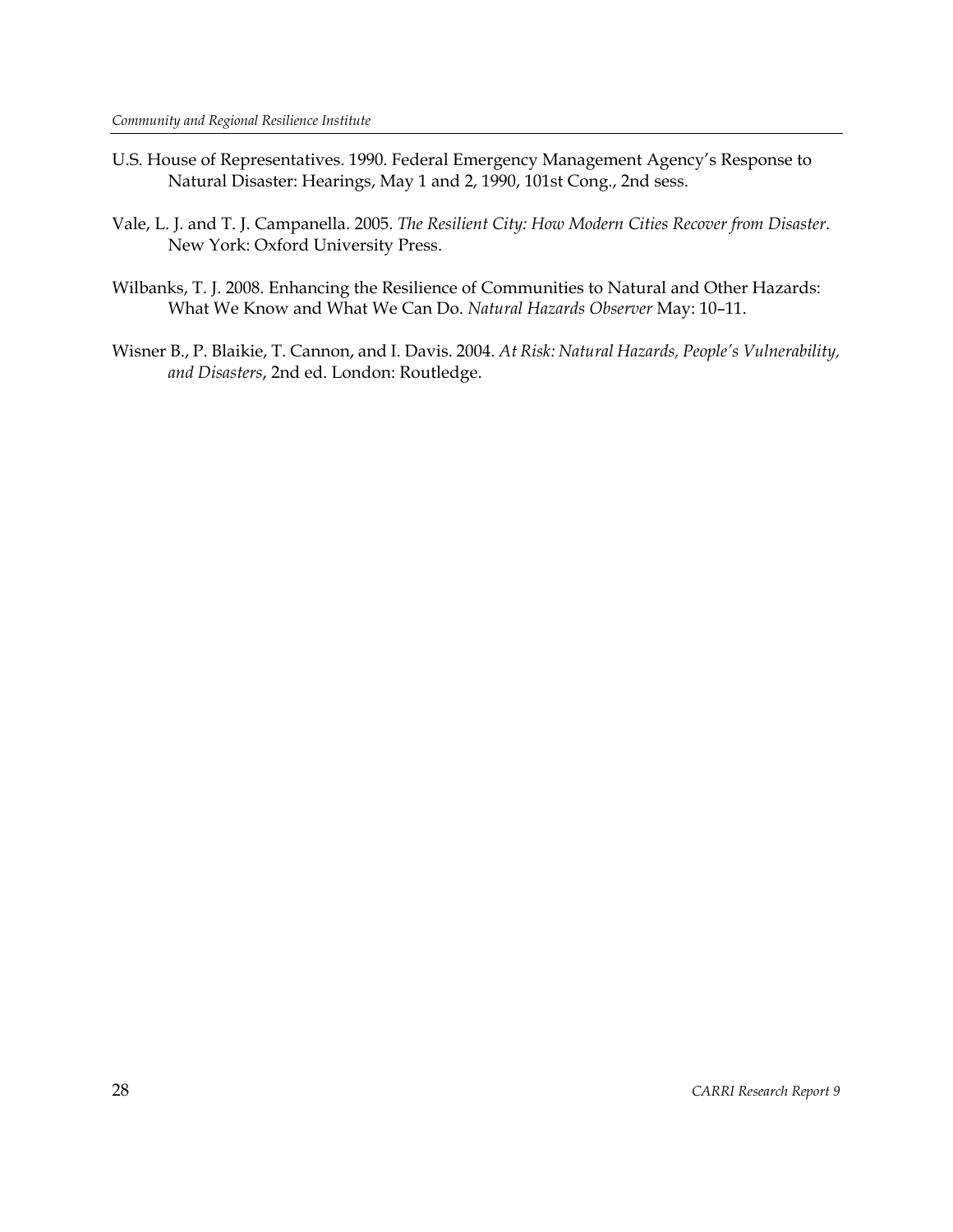U.S. House of Representatives. 1990. Federal Emergency Management Agency's Response to Natural Disaster: Hearings, May 1 and 2, 1990, 101st Cong., 2nd sess.

Vale, L. J. and T. J. Campanella. 2005. *The Resilient City: How Modern Cities Recover from Disaster*. New York: Oxford University Press.

Wilbanks, T. J. 2008. Enhancing the Resilience of Communities to Natural and Other Hazards: What We Know and What We Can Do. *Natural Hazards Observer* May: 10–11.

Wisner B., P. Blaikie, T. Cannon, and I. Davis. 2004. *At Risk: Natural Hazards, People's Vulnerability, and Disasters*, 2nd ed. London: Routledge.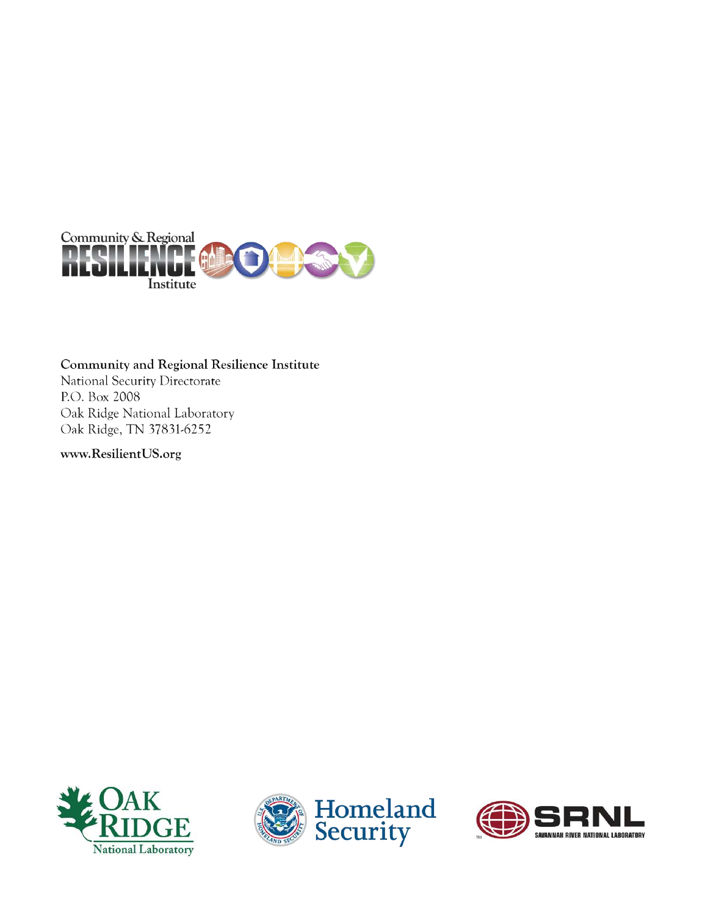Community & Regional
RESILIENCE
Institute

**Community and Regional Resilience Institute**
National Security Directorate
P.O. Box 2008
Oak Ridge National Laboratory
Oak Ridge, TN 37831-6252

**www.ResilientUS.org**

OAK RIDGE
National Laboratory

Homeland Security

SRNL
SAVANNAH RIVER NATIONAL LABORATORY